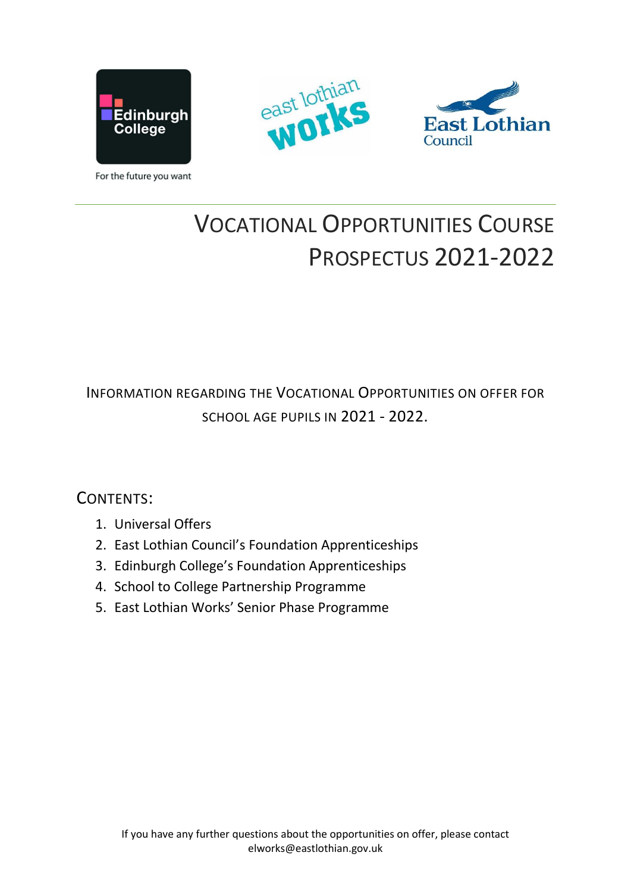# Vocational Opportunities Course Prospectus 2021-2022

Information regarding the Vocational Opportunities on offer for school age pupils in 2021 - 2022.

## Contents:

1. Universal Offers
2. East Lothian Council's Foundation Apprenticeships
3. Edinburgh College's Foundation Apprenticeships
4. School to College Partnership Programme
5. East Lothian Works' Senior Phase Programme

If you have any further questions about the opportunities on offer, please contact elworks@eastlothian.gov.uk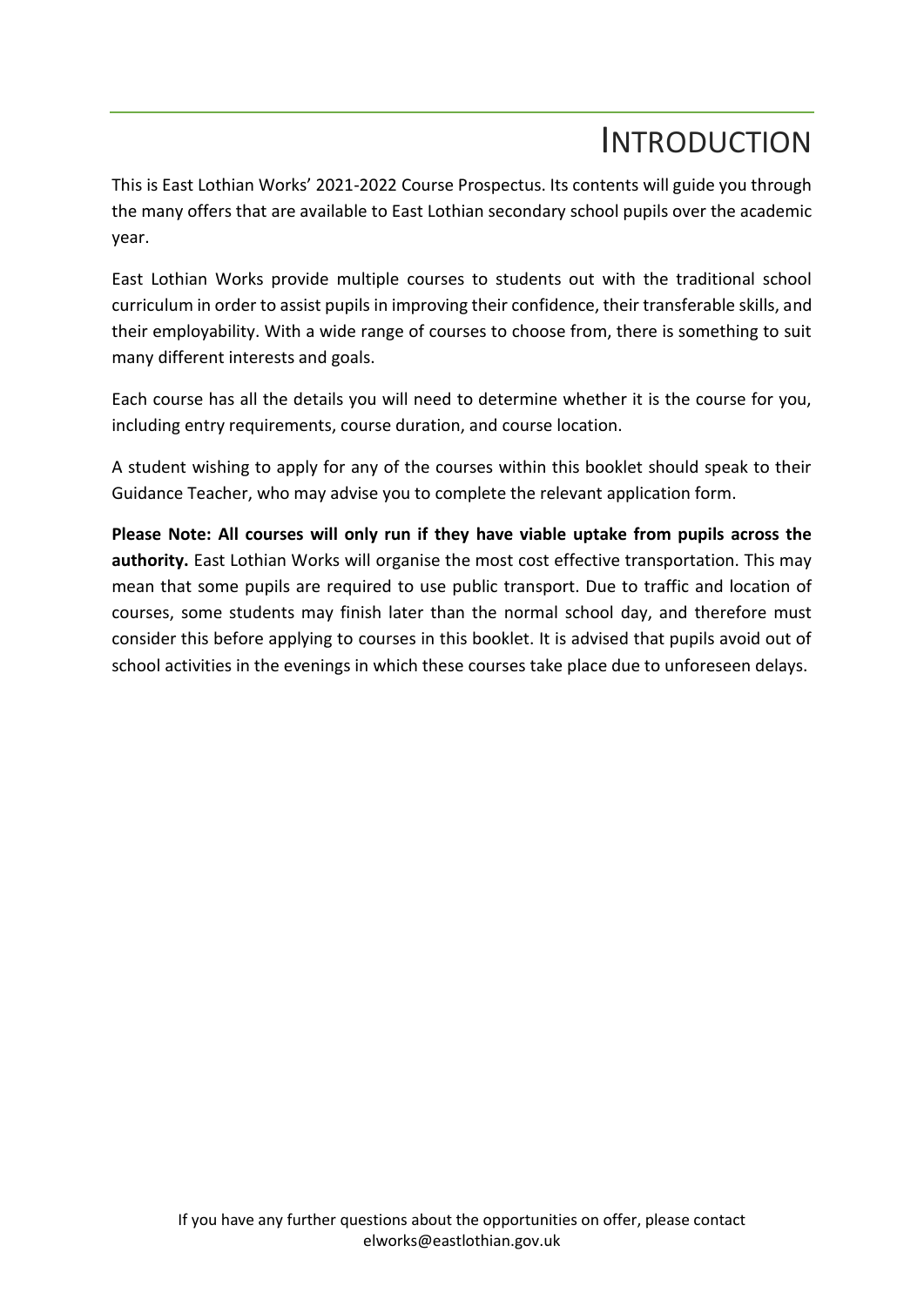# INTRODUCTION

This is East Lothian Works' 2021-2022 Course Prospectus. Its contents will guide you through the many offers that are available to East Lothian secondary school pupils over the academic year.

East Lothian Works provide multiple courses to students out with the traditional school curriculum in order to assist pupils in improving their confidence, their transferable skills, and their employability. With a wide range of courses to choose from, there is something to suit many different interests and goals.

Each course has all the details you will need to determine whether it is the course for you, including entry requirements, course duration, and course location.

A student wishing to apply for any of the courses within this booklet should speak to their Guidance Teacher, who may advise you to complete the relevant application form.

**Please Note: All courses will only run if they have viable uptake from pupils across the authority.** East Lothian Works will organise the most cost effective transportation. This may mean that some pupils are required to use public transport. Due to traffic and location of courses, some students may finish later than the normal school day, and therefore must consider this before applying to courses in this booklet. It is advised that pupils avoid out of school activities in the evenings in which these courses take place due to unforeseen delays.

If you have any further questions about the opportunities on offer, please contact elworks@eastlothian.gov.uk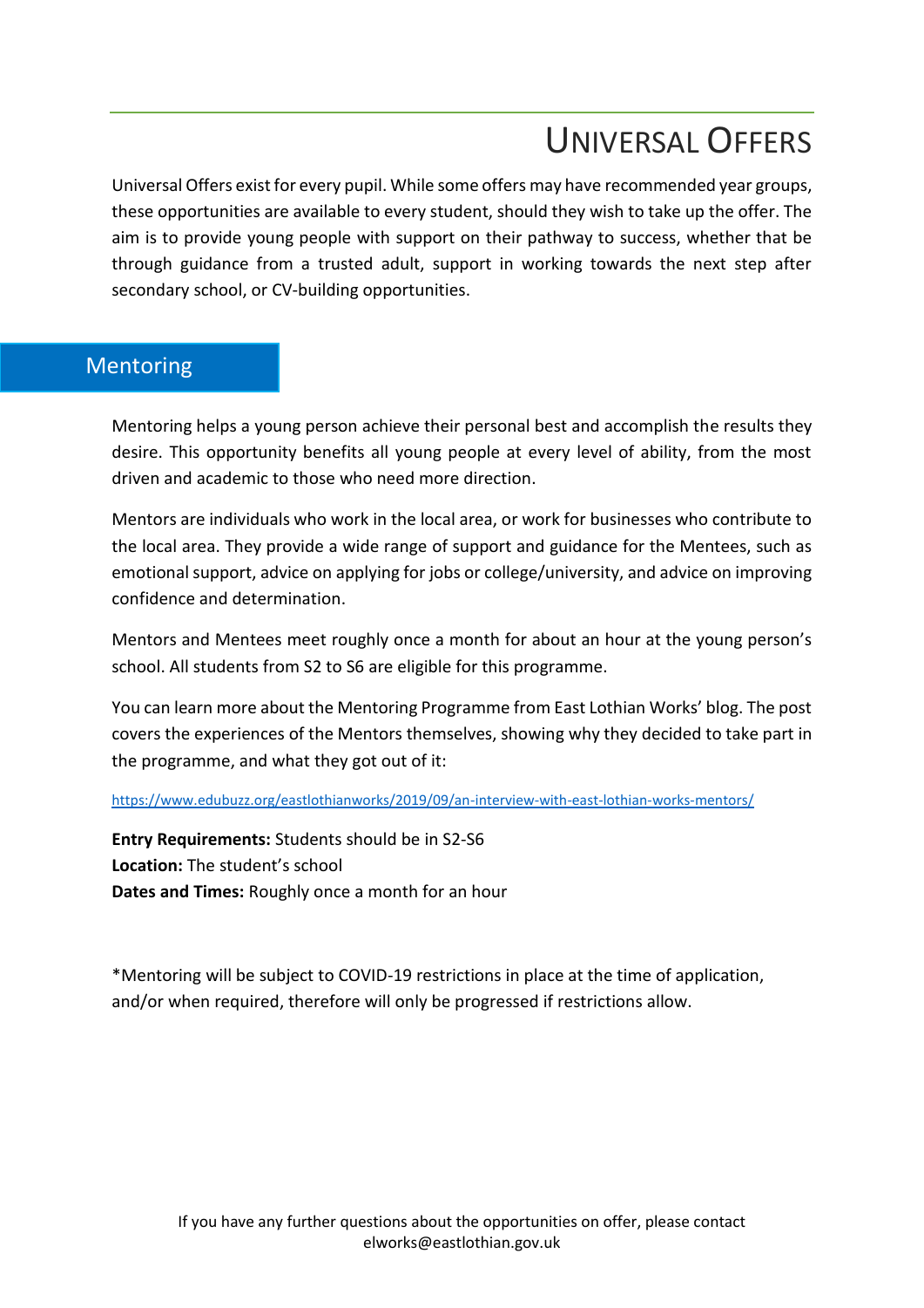# Universal Offers

Universal Offers exist for every pupil. While some offers may have recommended year groups, these opportunities are available to every student, should they wish to take up the offer. The aim is to provide young people with support on their pathway to success, whether that be through guidance from a trusted adult, support in working towards the next step after secondary school, or CV-building opportunities.

## Mentoring

Mentoring helps a young person achieve their personal best and accomplish the results they desire. This opportunity benefits all young people at every level of ability, from the most driven and academic to those who need more direction.

Mentors are individuals who work in the local area, or work for businesses who contribute to the local area. They provide a wide range of support and guidance for the Mentees, such as emotional support, advice on applying for jobs or college/university, and advice on improving confidence and determination.

Mentors and Mentees meet roughly once a month for about an hour at the young person's school. All students from S2 to S6 are eligible for this programme.

You can learn more about the Mentoring Programme from East Lothian Works' blog. The post covers the experiences of the Mentors themselves, showing why they decided to take part in the programme, and what they got out of it:

https://www.edubuzz.org/eastlothianworks/2019/09/an-interview-with-east-lothian-works-mentors/

**Entry Requirements:** Students should be in S2-S6
**Location:** The student's school
**Dates and Times:** Roughly once a month for an hour

*Mentoring will be subject to COVID-19 restrictions in place at the time of application, and/or when required, therefore will only be progressed if restrictions allow.

If you have any further questions about the opportunities on offer, please contact elworks@eastlothian.gov.uk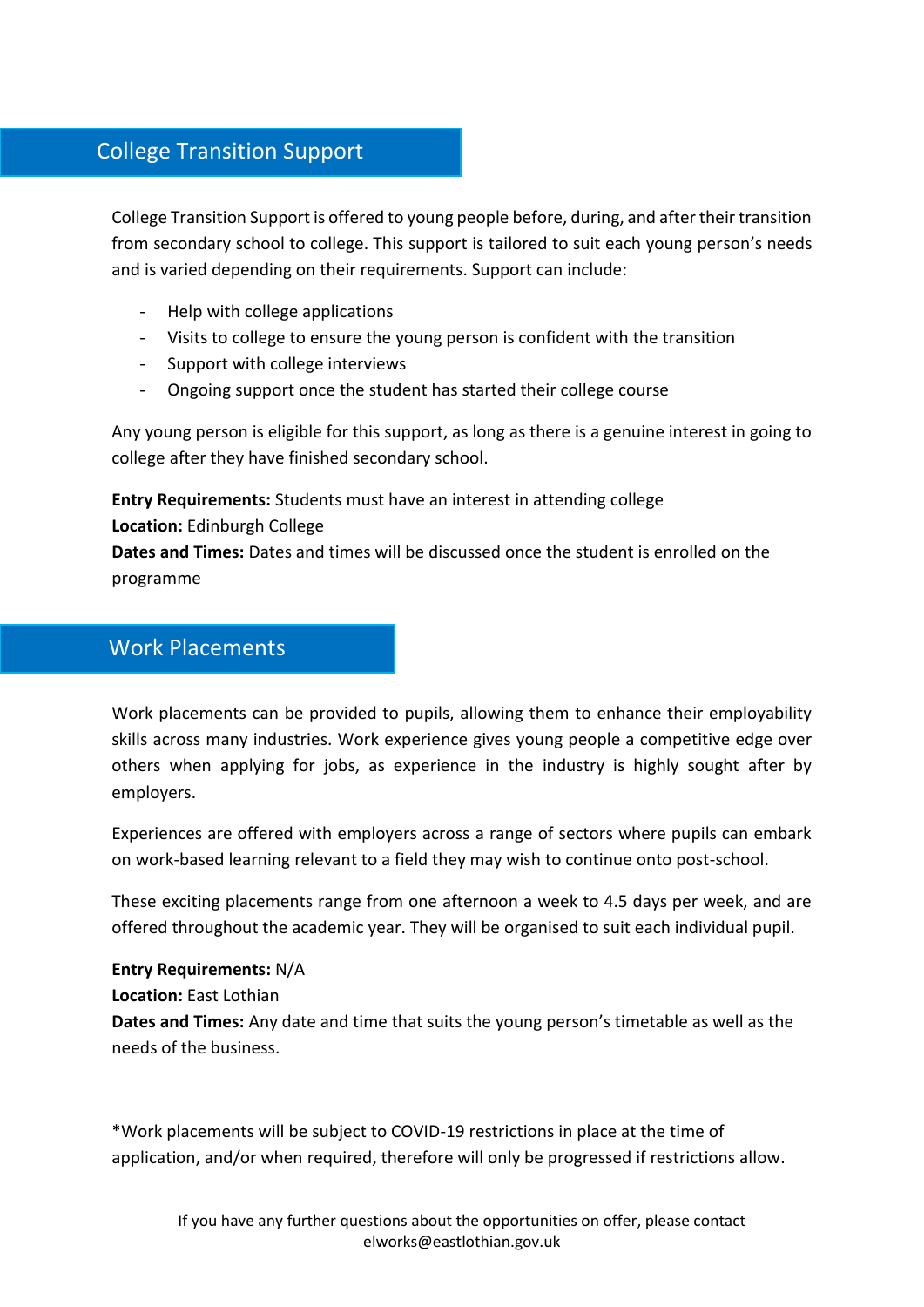## College Transition Support

College Transition Support is offered to young people before, during, and after their transition from secondary school to college. This support is tailored to suit each young person's needs and is varied depending on their requirements. Support can include:

- Help with college applications
- Visits to college to ensure the young person is confident with the transition
- Support with college interviews
- Ongoing support once the student has started their college course

Any young person is eligible for this support, as long as there is a genuine interest in going to college after they have finished secondary school.

**Entry Requirements:** Students must have an interest in attending college
**Location:** Edinburgh College
**Dates and Times:** Dates and times will be discussed once the student is enrolled on the programme

## Work Placements

Work placements can be provided to pupils, allowing them to enhance their employability skills across many industries. Work experience gives young people a competitive edge over others when applying for jobs, as experience in the industry is highly sought after by employers.

Experiences are offered with employers across a range of sectors where pupils can embark on work-based learning relevant to a field they may wish to continue onto post-school.

These exciting placements range from one afternoon a week to 4.5 days per week, and are offered throughout the academic year. They will be organised to suit each individual pupil.

**Entry Requirements:** N/A
**Location:** East Lothian
**Dates and Times:** Any date and time that suits the young person's timetable as well as the needs of the business.

*Work placements will be subject to COVID-19 restrictions in place at the time of application, and/or when required, therefore will only be progressed if restrictions allow.

If you have any further questions about the opportunities on offer, please contact elworks@eastlothian.gov.uk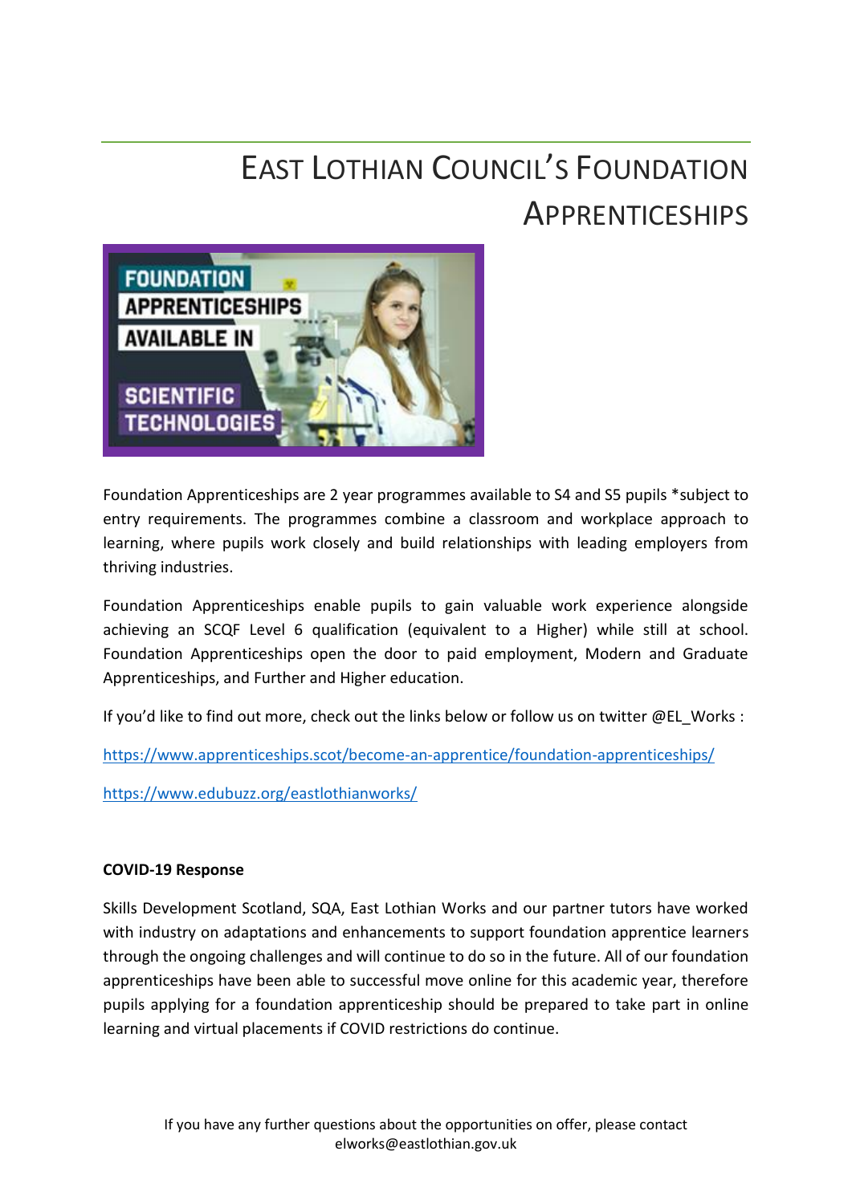# East Lothian Council's Foundation Apprenticeships

Foundation Apprenticeships are 2 year programmes available to S4 and S5 pupils *subject to entry requirements. The programmes combine a classroom and workplace approach to learning, where pupils work closely and build relationships with leading employers from thriving industries.

Foundation Apprenticeships enable pupils to gain valuable work experience alongside achieving an SCQF Level 6 qualification (equivalent to a Higher) while still at school. Foundation Apprenticeships open the door to paid employment, Modern and Graduate Apprenticeships, and Further and Higher education.

If you'd like to find out more, check out the links below or follow us on twitter @EL_Works :

https://www.apprenticeships.scot/become-an-apprentice/foundation-apprenticeships/

https://www.edubuzz.org/eastlothianworks/

**COVID-19 Response**

Skills Development Scotland, SQA, East Lothian Works and our partner tutors have worked with industry on adaptations and enhancements to support foundation apprentice learners through the ongoing challenges and will continue to do so in the future. All of our foundation apprenticeships have been able to successful move online for this academic year, therefore pupils applying for a foundation apprenticeship should be prepared to take part in online learning and virtual placements if COVID restrictions do continue.

If you have any further questions about the opportunities on offer, please contact elworks@eastlothian.gov.uk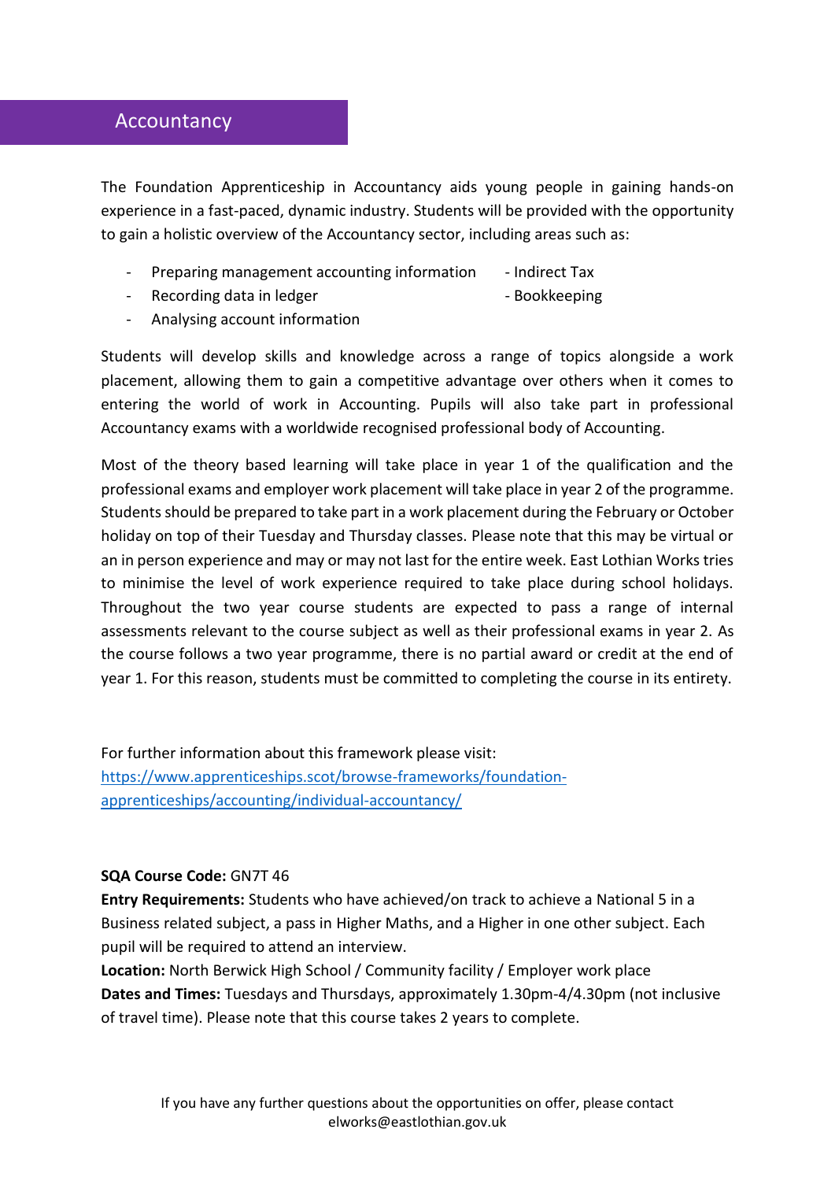## Accountancy

The Foundation Apprenticeship in Accountancy aids young people in gaining hands-on experience in a fast-paced, dynamic industry. Students will be provided with the opportunity to gain a holistic overview of the Accountancy sector, including areas such as:

- Preparing management accounting information
- Recording data in ledger
- Analysing account information
- Indirect Tax
- Bookkeeping

Students will develop skills and knowledge across a range of topics alongside a work placement, allowing them to gain a competitive advantage over others when it comes to entering the world of work in Accounting. Pupils will also take part in professional Accountancy exams with a worldwide recognised professional body of Accounting.

Most of the theory based learning will take place in year 1 of the qualification and the professional exams and employer work placement will take place in year 2 of the programme. Students should be prepared to take part in a work placement during the February or October holiday on top of their Tuesday and Thursday classes. Please note that this may be virtual or an in person experience and may or may not last for the entire week. East Lothian Works tries to minimise the level of work experience required to take place during school holidays. Throughout the two year course students are expected to pass a range of internal assessments relevant to the course subject as well as their professional exams in year 2. As the course follows a two year programme, there is no partial award or credit at the end of year 1. For this reason, students must be committed to completing the course in its entirety.

For further information about this framework please visit:
https://www.apprenticeships.scot/browse-frameworks/foundation-apprenticeships/accounting/individual-accountancy/

**SQA Course Code:** GN7T 46
**Entry Requirements:** Students who have achieved/on track to achieve a National 5 in a Business related subject, a pass in Higher Maths, and a Higher in one other subject. Each pupil will be required to attend an interview.
**Location:** North Berwick High School / Community facility / Employer work place
**Dates and Times:** Tuesdays and Thursdays, approximately 1.30pm-4/4.30pm (not inclusive of travel time). Please note that this course takes 2 years to complete.

If you have any further questions about the opportunities on offer, please contact elworks@eastlothian.gov.uk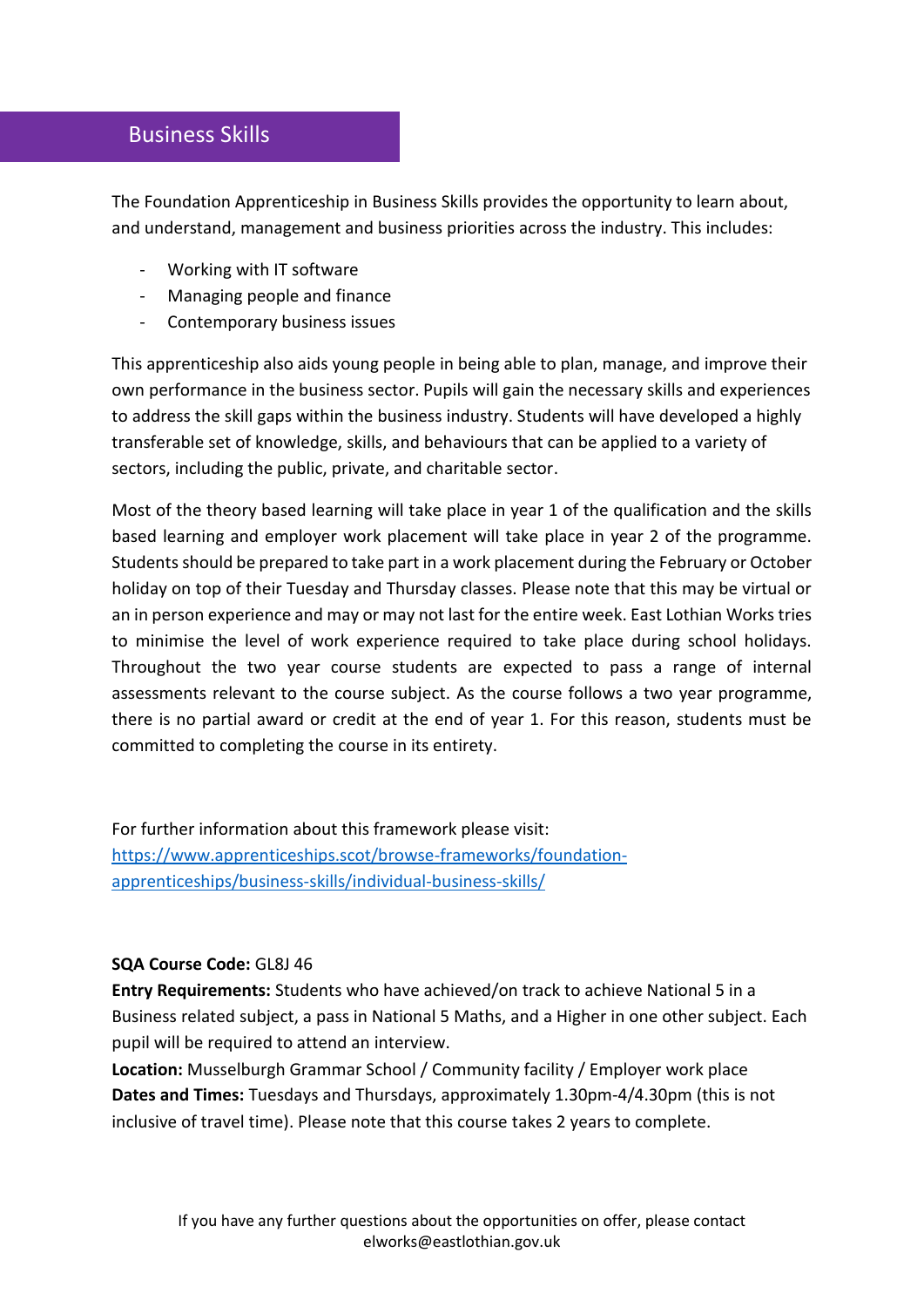## Business Skills

The Foundation Apprenticeship in Business Skills provides the opportunity to learn about, and understand, management and business priorities across the industry. This includes:

- Working with IT software
- Managing people and finance
- Contemporary business issues

This apprenticeship also aids young people in being able to plan, manage, and improve their own performance in the business sector. Pupils will gain the necessary skills and experiences to address the skill gaps within the business industry. Students will have developed a highly transferable set of knowledge, skills, and behaviours that can be applied to a variety of sectors, including the public, private, and charitable sector.

Most of the theory based learning will take place in year 1 of the qualification and the skills based learning and employer work placement will take place in year 2 of the programme. Students should be prepared to take part in a work placement during the February or October holiday on top of their Tuesday and Thursday classes. Please note that this may be virtual or an in person experience and may or may not last for the entire week. East Lothian Works tries to minimise the level of work experience required to take place during school holidays. Throughout the two year course students are expected to pass a range of internal assessments relevant to the course subject. As the course follows a two year programme, there is no partial award or credit at the end of year 1. For this reason, students must be committed to completing the course in its entirety.

For further information about this framework please visit:
[https://www.apprenticeships.scot/browse-frameworks/foundation-apprenticeships/business-skills/individual-business-skills/](https://www.apprenticeships.scot/browse-frameworks/foundation-apprenticeships/business-skills/individual-business-skills/)

**SQA Course Code:** GL8J 46
**Entry Requirements:** Students who have achieved/on track to achieve National 5 in a Business related subject, a pass in National 5 Maths, and a Higher in one other subject. Each pupil will be required to attend an interview.
**Location:** Musselburgh Grammar School / Community facility / Employer work place
**Dates and Times:** Tuesdays and Thursdays, approximately 1.30pm-4/4.30pm (this is not inclusive of travel time). Please note that this course takes 2 years to complete.

If you have any further questions about the opportunities on offer, please contact elworks@eastlothian.gov.uk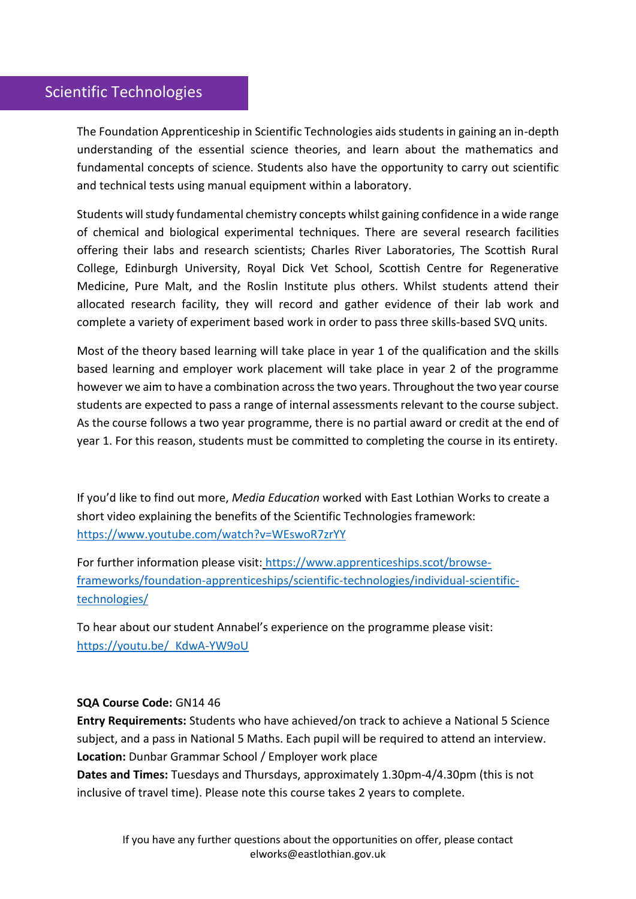## Scientific Technologies

The Foundation Apprenticeship in Scientific Technologies aids students in gaining an in-depth understanding of the essential science theories, and learn about the mathematics and fundamental concepts of science. Students also have the opportunity to carry out scientific and technical tests using manual equipment within a laboratory.

Students will study fundamental chemistry concepts whilst gaining confidence in a wide range of chemical and biological experimental techniques. There are several research facilities offering their labs and research scientists; Charles River Laboratories, The Scottish Rural College, Edinburgh University, Royal Dick Vet School, Scottish Centre for Regenerative Medicine, Pure Malt, and the Roslin Institute plus others. Whilst students attend their allocated research facility, they will record and gather evidence of their lab work and complete a variety of experiment based work in order to pass three skills-based SVQ units.

Most of the theory based learning will take place in year 1 of the qualification and the skills based learning and employer work placement will take place in year 2 of the programme however we aim to have a combination across the two years. Throughout the two year course students are expected to pass a range of internal assessments relevant to the course subject. As the course follows a two year programme, there is no partial award or credit at the end of year 1. For this reason, students must be committed to completing the course in its entirety.

If you'd like to find out more, *Media Education* worked with East Lothian Works to create a short video explaining the benefits of the Scientific Technologies framework: https://www.youtube.com/watch?v=WEswoR7zrYY

For further information please visit: https://www.apprenticeships.scot/browse-frameworks/foundation-apprenticeships/scientific-technologies/individual-scientific-technologies/

To hear about our student Annabel's experience on the programme please visit: https://youtu.be/_KdwA-YW9oU

**SQA Course Code:** GN14 46
**Entry Requirements:** Students who have achieved/on track to achieve a National 5 Science subject, and a pass in National 5 Maths. Each pupil will be required to attend an interview.
**Location:** Dunbar Grammar School / Employer work place
**Dates and Times:** Tuesdays and Thursdays, approximately 1.30pm-4/4.30pm (this is not inclusive of travel time). Please note this course takes 2 years to complete.

If you have any further questions about the opportunities on offer, please contact elworks@eastlothian.gov.uk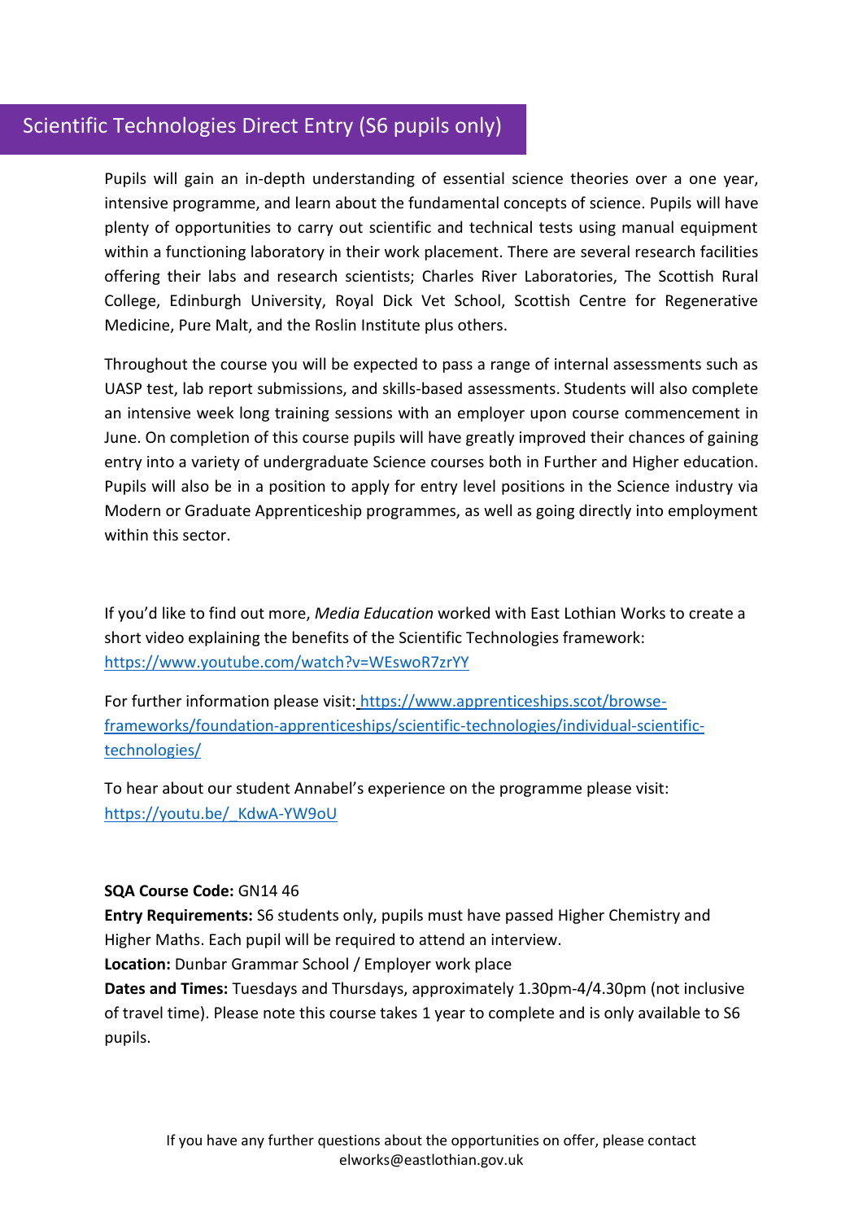## Scientific Technologies Direct Entry (S6 pupils only)

Pupils will gain an in-depth understanding of essential science theories over a one year, intensive programme, and learn about the fundamental concepts of science. Pupils will have plenty of opportunities to carry out scientific and technical tests using manual equipment within a functioning laboratory in their work placement. There are several research facilities offering their labs and research scientists; Charles River Laboratories, The Scottish Rural College, Edinburgh University, Royal Dick Vet School, Scottish Centre for Regenerative Medicine, Pure Malt, and the Roslin Institute plus others.

Throughout the course you will be expected to pass a range of internal assessments such as UASP test, lab report submissions, and skills-based assessments. Students will also complete an intensive week long training sessions with an employer upon course commencement in June. On completion of this course pupils will have greatly improved their chances of gaining entry into a variety of undergraduate Science courses both in Further and Higher education. Pupils will also be in a position to apply for entry level positions in the Science industry via Modern or Graduate Apprenticeship programmes, as well as going directly into employment within this sector.

If you'd like to find out more, *Media Education* worked with East Lothian Works to create a short video explaining the benefits of the Scientific Technologies framework: https://www.youtube.com/watch?v=WEswoR7zrYY

For further information please visit: https://www.apprenticeships.scot/browse-frameworks/foundation-apprenticeships/scientific-technologies/individual-scientific-technologies/

To hear about our student Annabel's experience on the programme please visit: https://youtu.be/_KdwA-YW9oU

**SQA Course Code:** GN14 46
**Entry Requirements:** S6 students only, pupils must have passed Higher Chemistry and Higher Maths. Each pupil will be required to attend an interview.
**Location:** Dunbar Grammar School / Employer work place
**Dates and Times:** Tuesdays and Thursdays, approximately 1.30pm-4/4.30pm (not inclusive of travel time). Please note this course takes 1 year to complete and is only available to S6 pupils.

If you have any further questions about the opportunities on offer, please contact elworks@eastlothian.gov.uk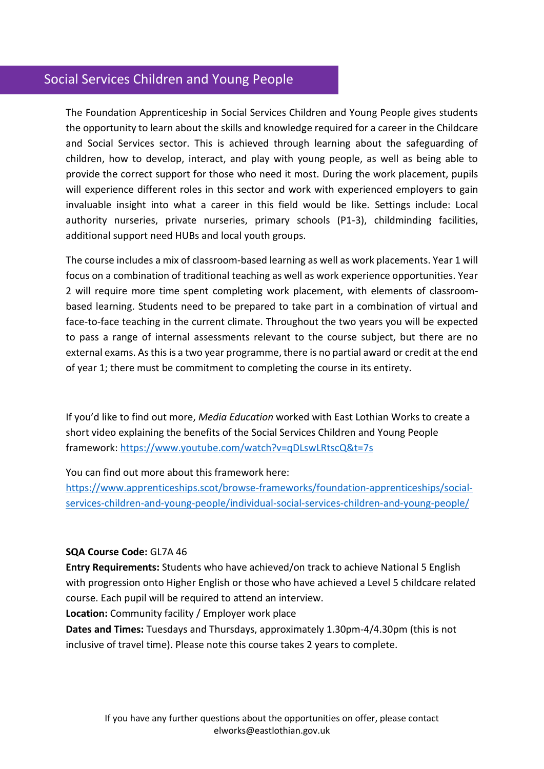## Social Services Children and Young People

The Foundation Apprenticeship in Social Services Children and Young People gives students the opportunity to learn about the skills and knowledge required for a career in the Childcare and Social Services sector. This is achieved through learning about the safeguarding of children, how to develop, interact, and play with young people, as well as being able to provide the correct support for those who need it most. During the work placement, pupils will experience different roles in this sector and work with experienced employers to gain invaluable insight into what a career in this field would be like. Settings include: Local authority nurseries, private nurseries, primary schools (P1-3), childminding facilities, additional support need HUBs and local youth groups.

The course includes a mix of classroom-based learning as well as work placements. Year 1 will focus on a combination of traditional teaching as well as work experience opportunities. Year 2 will require more time spent completing work placement, with elements of classroom-based learning. Students need to be prepared to take part in a combination of virtual and face-to-face teaching in the current climate. Throughout the two years you will be expected to pass a range of internal assessments relevant to the course subject, but there are no external exams. As this is a two year programme, there is no partial award or credit at the end of year 1; there must be commitment to completing the course in its entirety.

If you'd like to find out more, *Media Education* worked with East Lothian Works to create a short video explaining the benefits of the Social Services Children and Young People framework: https://www.youtube.com/watch?v=qDLswLRtscQ&t=7s

You can find out more about this framework here: https://www.apprenticeships.scot/browse-frameworks/foundation-apprenticeships/social-services-children-and-young-people/individual-social-services-children-and-young-people/

**SQA Course Code:** GL7A 46
**Entry Requirements:** Students who have achieved/on track to achieve National 5 English with progression onto Higher English or those who have achieved a Level 5 childcare related course. Each pupil will be required to attend an interview.
**Location:** Community facility / Employer work place
**Dates and Times:** Tuesdays and Thursdays, approximately 1.30pm-4/4.30pm (this is not inclusive of travel time). Please note this course takes 2 years to complete.

If you have any further questions about the opportunities on offer, please contact elworks@eastlothian.gov.uk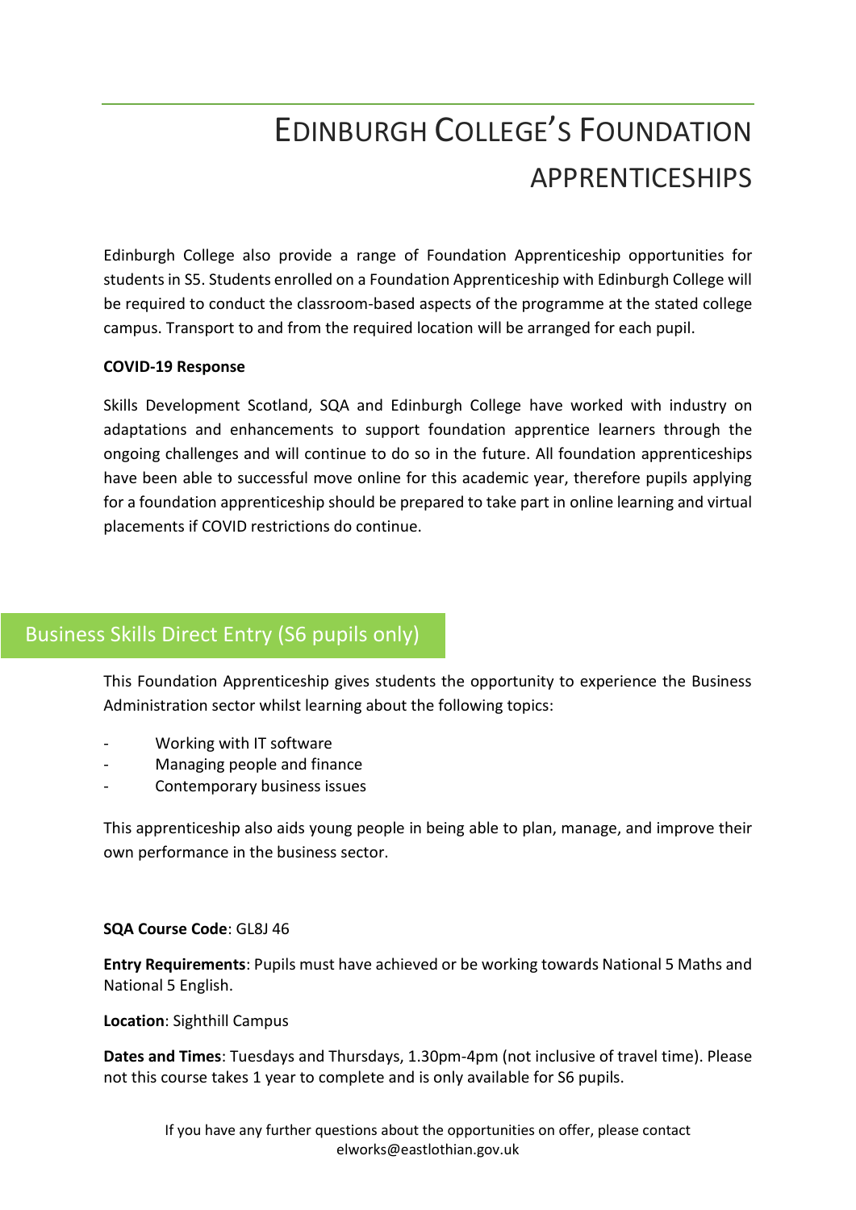# Edinburgh College's Foundation Apprenticeships

Edinburgh College also provide a range of Foundation Apprenticeship opportunities for students in S5. Students enrolled on a Foundation Apprenticeship with Edinburgh College will be required to conduct the classroom-based aspects of the programme at the stated college campus. Transport to and from the required location will be arranged for each pupil.

**COVID-19 Response**

Skills Development Scotland, SQA and Edinburgh College have worked with industry on adaptations and enhancements to support foundation apprentice learners through the ongoing challenges and will continue to do so in the future. All foundation apprenticeships have been able to successful move online for this academic year, therefore pupils applying for a foundation apprenticeship should be prepared to take part in online learning and virtual placements if COVID restrictions do continue.

## Business Skills Direct Entry (S6 pupils only)

This Foundation Apprenticeship gives students the opportunity to experience the Business Administration sector whilst learning about the following topics:

- Working with IT software
- Managing people and finance
- Contemporary business issues

This apprenticeship also aids young people in being able to plan, manage, and improve their own performance in the business sector.

**SQA Course Code**: GL8J 46

**Entry Requirements**: Pupils must have achieved or be working towards National 5 Maths and National 5 English.

**Location**: Sighthill Campus

**Dates and Times**: Tuesdays and Thursdays, 1.30pm-4pm (not inclusive of travel time). Please not this course takes 1 year to complete and is only available for S6 pupils.

If you have any further questions about the opportunities on offer, please contact elworks@eastlothian.gov.uk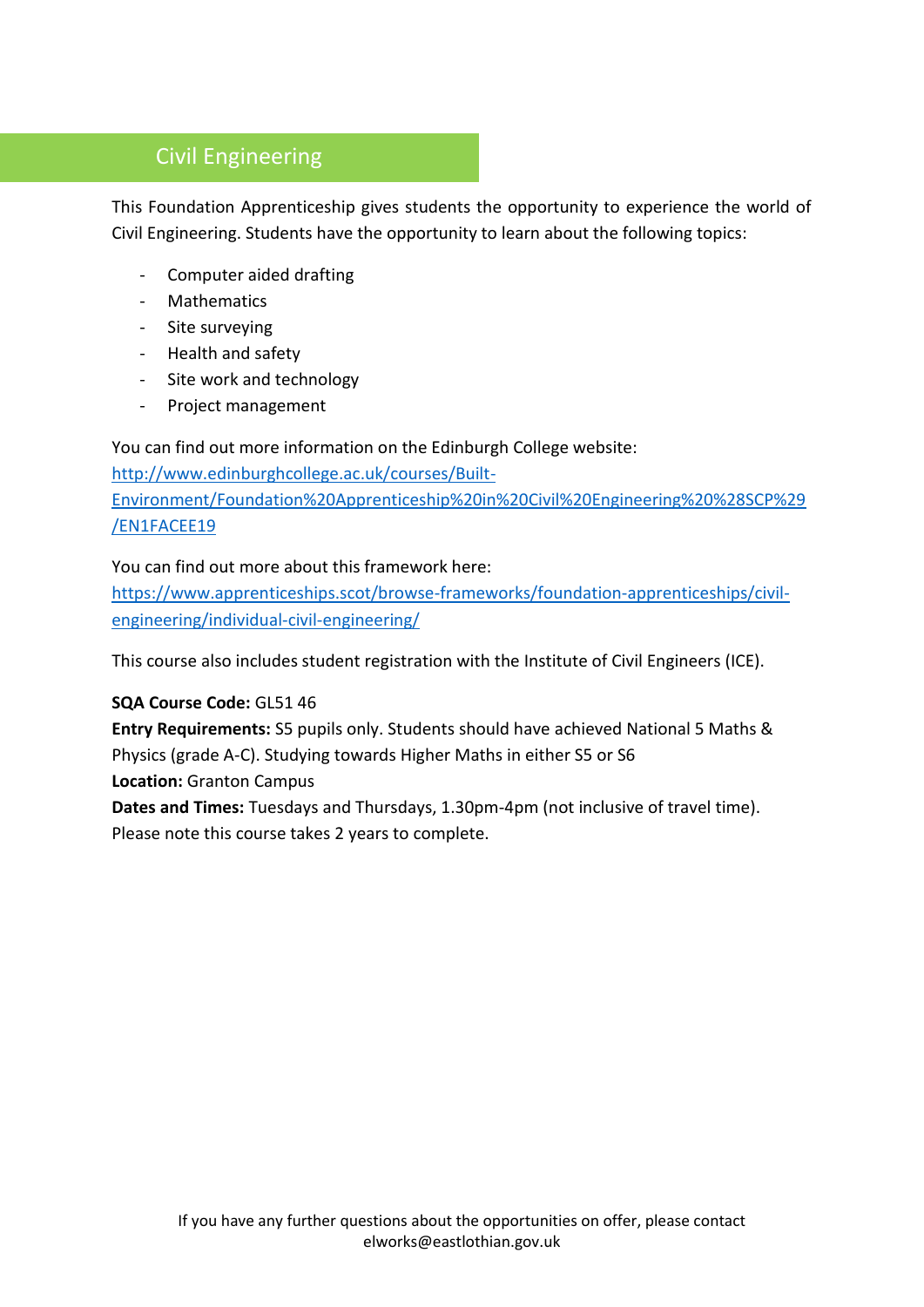## Civil Engineering

This Foundation Apprenticeship gives students the opportunity to experience the world of Civil Engineering. Students have the opportunity to learn about the following topics:

- Computer aided drafting
- Mathematics
- Site surveying
- Health and safety
- Site work and technology
- Project management

You can find out more information on the Edinburgh College website:
[http://www.edinburghcollege.ac.uk/courses/Built-Environment/Foundation%20Apprenticeship%20in%20Civil%20Engineering%20%28SCP%29/EN1FACEE19](http://www.edinburghcollege.ac.uk/courses/Built-Environment/Foundation%20Apprenticeship%20in%20Civil%20Engineering%20%28SCP%29/EN1FACEE19)

You can find out more about this framework here:
[https://www.apprenticeships.scot/browse-frameworks/foundation-apprenticeships/civil-engineering/individual-civil-engineering/](https://www.apprenticeships.scot/browse-frameworks/foundation-apprenticeships/civil-engineering/individual-civil-engineering/)

This course also includes student registration with the Institute of Civil Engineers (ICE).

**SQA Course Code:** GL51 46
**Entry Requirements:** S5 pupils only. Students should have achieved National 5 Maths & Physics (grade A-C). Studying towards Higher Maths in either S5 or S6
**Location:** Granton Campus
**Dates and Times:** Tuesdays and Thursdays, 1.30pm-4pm (not inclusive of travel time). Please note this course takes 2 years to complete.

If you have any further questions about the opportunities on offer, please contact elworks@eastlothian.gov.uk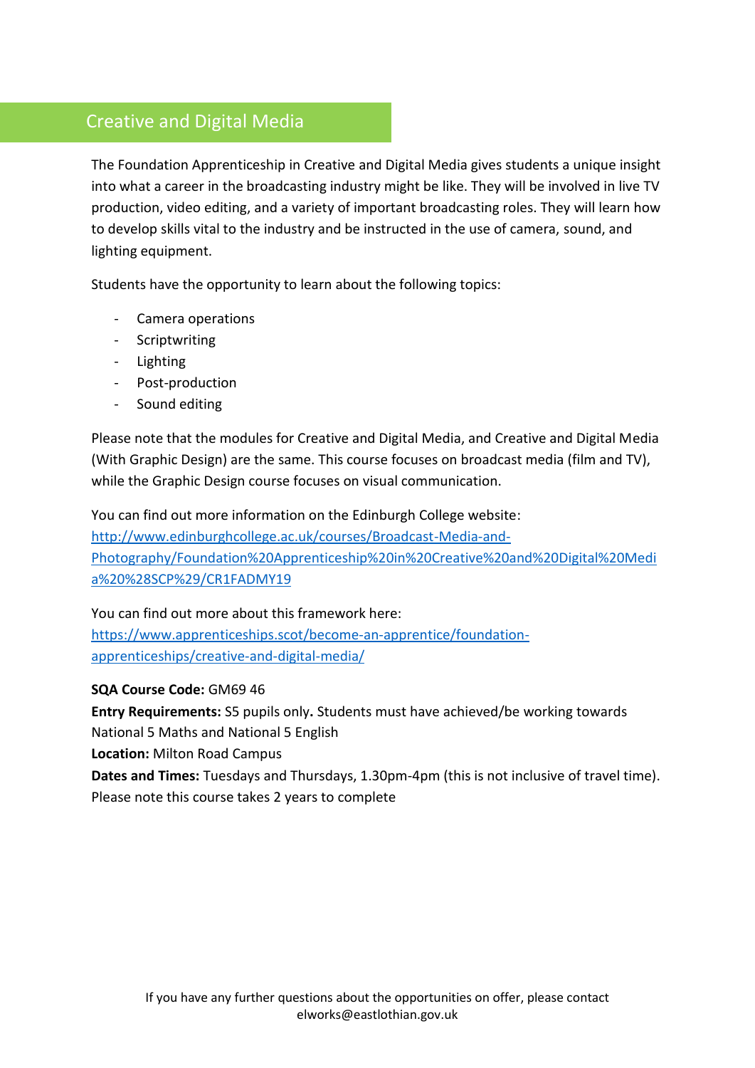## Creative and Digital Media

The Foundation Apprenticeship in Creative and Digital Media gives students a unique insight into what a career in the broadcasting industry might be like. They will be involved in live TV production, video editing, and a variety of important broadcasting roles. They will learn how to develop skills vital to the industry and be instructed in the use of camera, sound, and lighting equipment.

Students have the opportunity to learn about the following topics:

- Camera operations
- Scriptwriting
- Lighting
- Post-production
- Sound editing

Please note that the modules for Creative and Digital Media, and Creative and Digital Media (With Graphic Design) are the same. This course focuses on broadcast media (film and TV), while the Graphic Design course focuses on visual communication.

You can find out more information on the Edinburgh College website:
[http://www.edinburghcollege.ac.uk/courses/Broadcast-Media-and-Photography/Foundation%20Apprenticeship%20in%20Creative%20and%20Digital%20Media%20%28SCP%29/CR1FADMY19](http://www.edinburghcollege.ac.uk/courses/Broadcast-Media-and-Photography/Foundation%20Apprenticeship%20in%20Creative%20and%20Digital%20Media%20%28SCP%29/CR1FADMY19)

You can find out more about this framework here:
[https://www.apprenticeships.scot/become-an-apprentice/foundation-apprenticeships/creative-and-digital-media/](https://www.apprenticeships.scot/become-an-apprentice/foundation-apprenticeships/creative-and-digital-media/)

**SQA Course Code:** GM69 46
**Entry Requirements:** S5 pupils only**.** Students must have achieved/be working towards National 5 Maths and National 5 English
**Location:** Milton Road Campus
**Dates and Times:** Tuesdays and Thursdays, 1.30pm-4pm (this is not inclusive of travel time). Please note this course takes 2 years to complete

If you have any further questions about the opportunities on offer, please contact elworks@eastlothian.gov.uk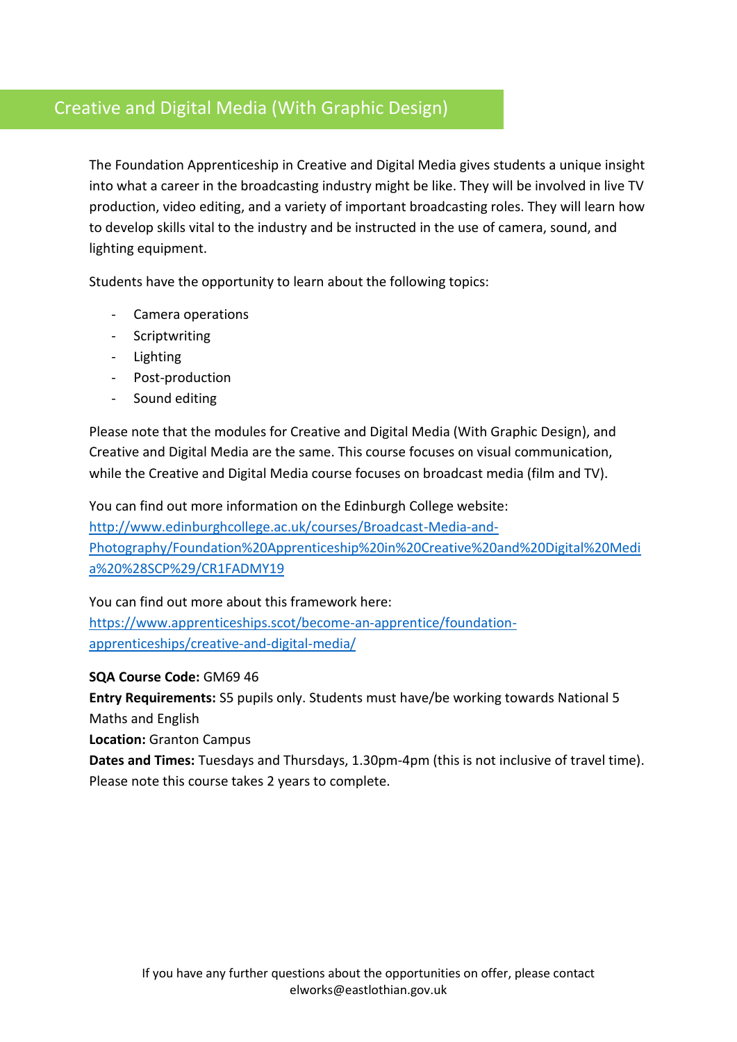## Creative and Digital Media (With Graphic Design)

The Foundation Apprenticeship in Creative and Digital Media gives students a unique insight into what a career in the broadcasting industry might be like. They will be involved in live TV production, video editing, and a variety of important broadcasting roles. They will learn how to develop skills vital to the industry and be instructed in the use of camera, sound, and lighting equipment.

Students have the opportunity to learn about the following topics:

- Camera operations
- Scriptwriting
- Lighting
- Post-production
- Sound editing

Please note that the modules for Creative and Digital Media (With Graphic Design), and Creative and Digital Media are the same. This course focuses on visual communication, while the Creative and Digital Media course focuses on broadcast media (film and TV).

You can find out more information on the Edinburgh College website:
[http://www.edinburghcollege.ac.uk/courses/Broadcast-Media-and-Photography/Foundation%20Apprenticeship%20in%20Creative%20and%20Digital%20Media%20%28SCP%29/CR1FADMY19](http://www.edinburghcollege.ac.uk/courses/Broadcast-Media-and-Photography/Foundation%20Apprenticeship%20in%20Creative%20and%20Digital%20Media%20%28SCP%29/CR1FADMY19)

You can find out more about this framework here:
[https://www.apprenticeships.scot/become-an-apprentice/foundation-apprenticeships/creative-and-digital-media/](https://www.apprenticeships.scot/become-an-apprentice/foundation-apprenticeships/creative-and-digital-media/)

**SQA Course Code:** GM69 46
**Entry Requirements:** S5 pupils only. Students must have/be working towards National 5 Maths and English
**Location:** Granton Campus
**Dates and Times:** Tuesdays and Thursdays, 1.30pm-4pm (this is not inclusive of travel time). Please note this course takes 2 years to complete.

If you have any further questions about the opportunities on offer, please contact elworks@eastlothian.gov.uk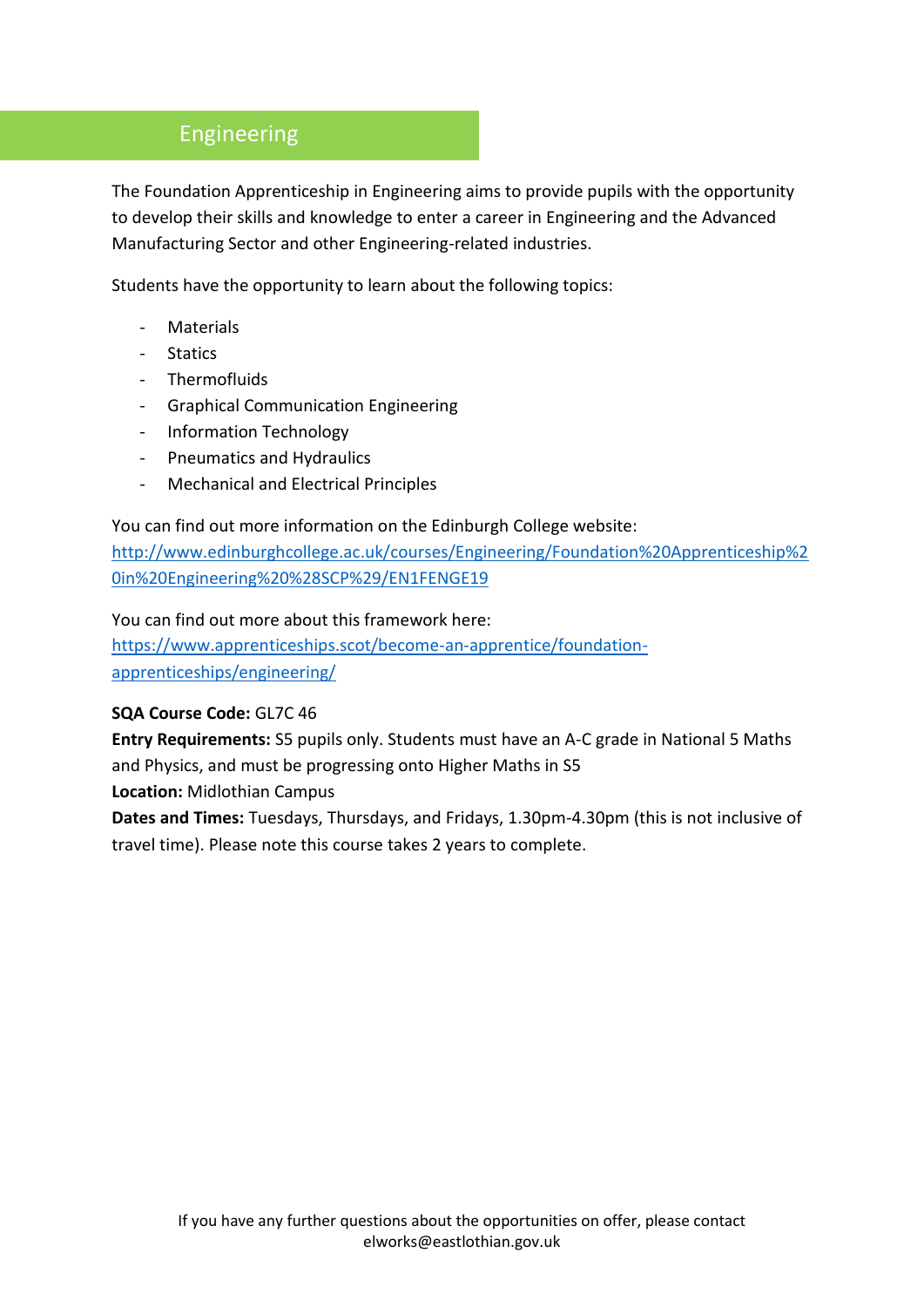## Engineering

The Foundation Apprenticeship in Engineering aims to provide pupils with the opportunity to develop their skills and knowledge to enter a career in Engineering and the Advanced Manufacturing Sector and other Engineering-related industries.

Students have the opportunity to learn about the following topics:

- Materials
- Statics
- Thermofluids
- Graphical Communication Engineering
- Information Technology
- Pneumatics and Hydraulics
- Mechanical and Electrical Principles

You can find out more information on the Edinburgh College website: http://www.edinburghcollege.ac.uk/courses/Engineering/Foundation%20Apprenticeship%20in%20Engineering%20%28SCP%29/EN1FENGE19

You can find out more about this framework here: https://www.apprenticeships.scot/become-an-apprentice/foundation-apprenticeships/engineering/

**SQA Course Code:** GL7C 46
**Entry Requirements:** S5 pupils only. Students must have an A-C grade in National 5 Maths and Physics, and must be progressing onto Higher Maths in S5
**Location:** Midlothian Campus
**Dates and Times:** Tuesdays, Thursdays, and Fridays, 1.30pm-4.30pm (this is not inclusive of travel time). Please note this course takes 2 years to complete.

If you have any further questions about the opportunities on offer, please contact elworks@eastlothian.gov.uk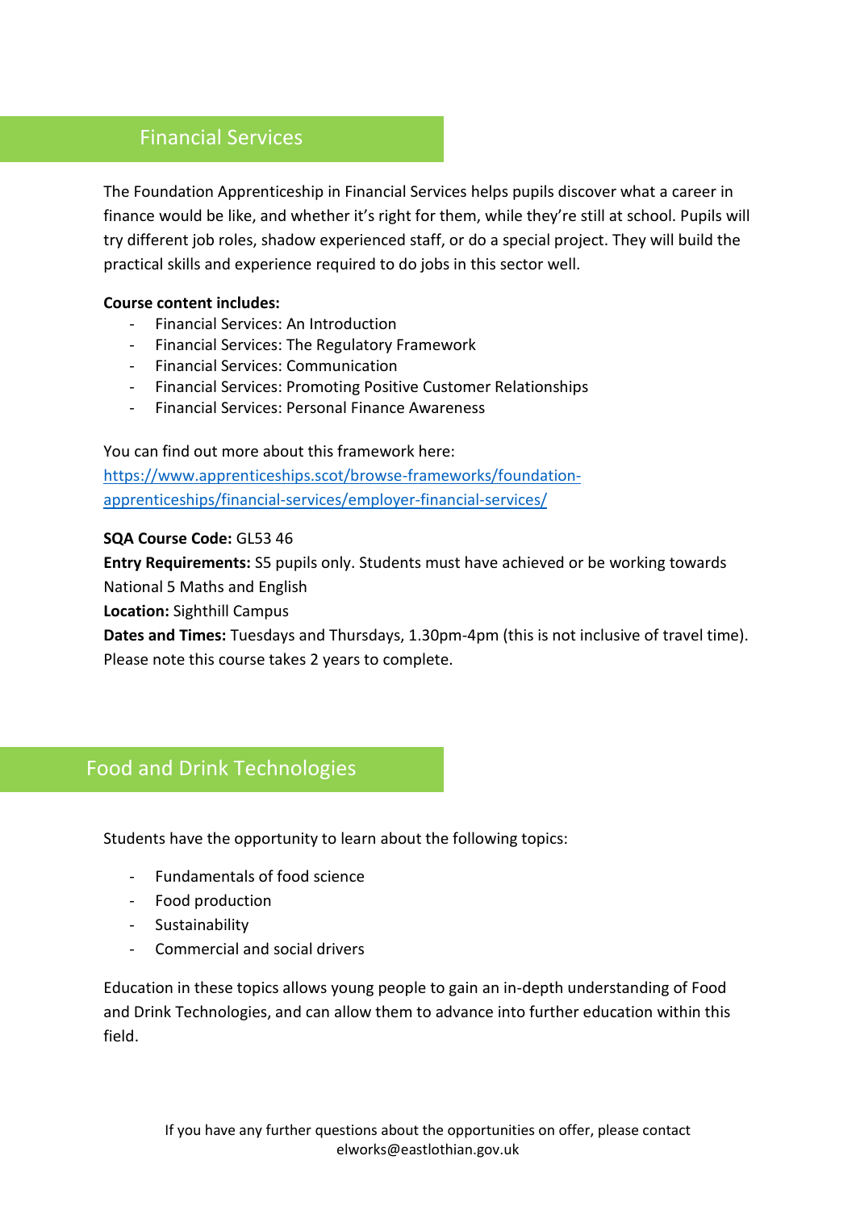## Financial Services

The Foundation Apprenticeship in Financial Services helps pupils discover what a career in finance would be like, and whether it's right for them, while they're still at school. Pupils will try different job roles, shadow experienced staff, or do a special project. They will build the practical skills and experience required to do jobs in this sector well.

**Course content includes:**

- Financial Services: An Introduction
- Financial Services: The Regulatory Framework
- Financial Services: Communication
- Financial Services: Promoting Positive Customer Relationships
- Financial Services: Personal Finance Awareness

You can find out more about this framework here: [https://www.apprenticeships.scot/browse-frameworks/foundation-apprenticeships/financial-services/employer-financial-services/](https://www.apprenticeships.scot/browse-frameworks/foundation-apprenticeships/financial-services/employer-financial-services/)

**SQA Course Code:** GL53 46
**Entry Requirements:** S5 pupils only. Students must have achieved or be working towards National 5 Maths and English
**Location:** Sighthill Campus
**Dates and Times:** Tuesdays and Thursdays, 1.30pm-4pm (this is not inclusive of travel time). Please note this course takes 2 years to complete.

## Food and Drink Technologies

Students have the opportunity to learn about the following topics:

- Fundamentals of food science
- Food production
- Sustainability
- Commercial and social drivers

Education in these topics allows young people to gain an in-depth understanding of Food and Drink Technologies, and can allow them to advance into further education within this field.

If you have any further questions about the opportunities on offer, please contact elworks@eastlothian.gov.uk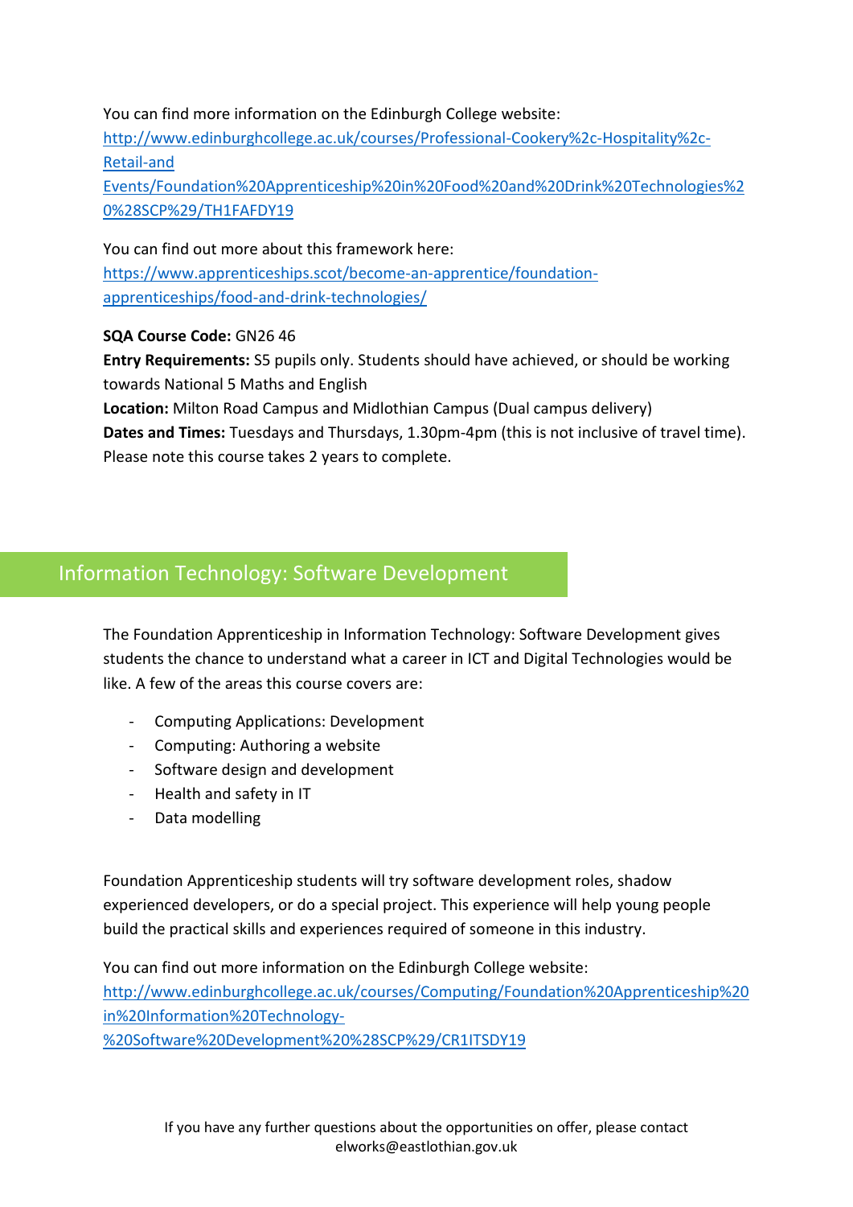You can find more information on the Edinburgh College website:
http://www.edinburghcollege.ac.uk/courses/Professional-Cookery%2c-Hospitality%2c-Retail-and Events/Foundation%20Apprenticeship%20in%20Food%20and%20Drink%20Technologies%20%28SCP%29/TH1FAFDY19

You can find out more about this framework here:
https://www.apprenticeships.scot/become-an-apprentice/foundation-apprenticeships/food-and-drink-technologies/

**SQA Course Code:** GN26 46
**Entry Requirements:** S5 pupils only. Students should have achieved, or should be working towards National 5 Maths and English
**Location:** Milton Road Campus and Midlothian Campus (Dual campus delivery)
**Dates and Times:** Tuesdays and Thursdays, 1.30pm-4pm (this is not inclusive of travel time). Please note this course takes 2 years to complete.

## Information Technology: Software Development

The Foundation Apprenticeship in Information Technology: Software Development gives students the chance to understand what a career in ICT and Digital Technologies would be like. A few of the areas this course covers are:

- Computing Applications: Development
- Computing: Authoring a website
- Software design and development
- Health and safety in IT
- Data modelling

Foundation Apprenticeship students will try software development roles, shadow experienced developers, or do a special project. This experience will help young people build the practical skills and experiences required of someone in this industry.

You can find out more information on the Edinburgh College website:
http://www.edinburghcollege.ac.uk/courses/Computing/Foundation%20Apprenticeship%20in%20Information%20Technology-%20Software%20Development%20%28SCP%29/CR1ITSDY19

If you have any further questions about the opportunities on offer, please contact elworks@eastlothian.gov.uk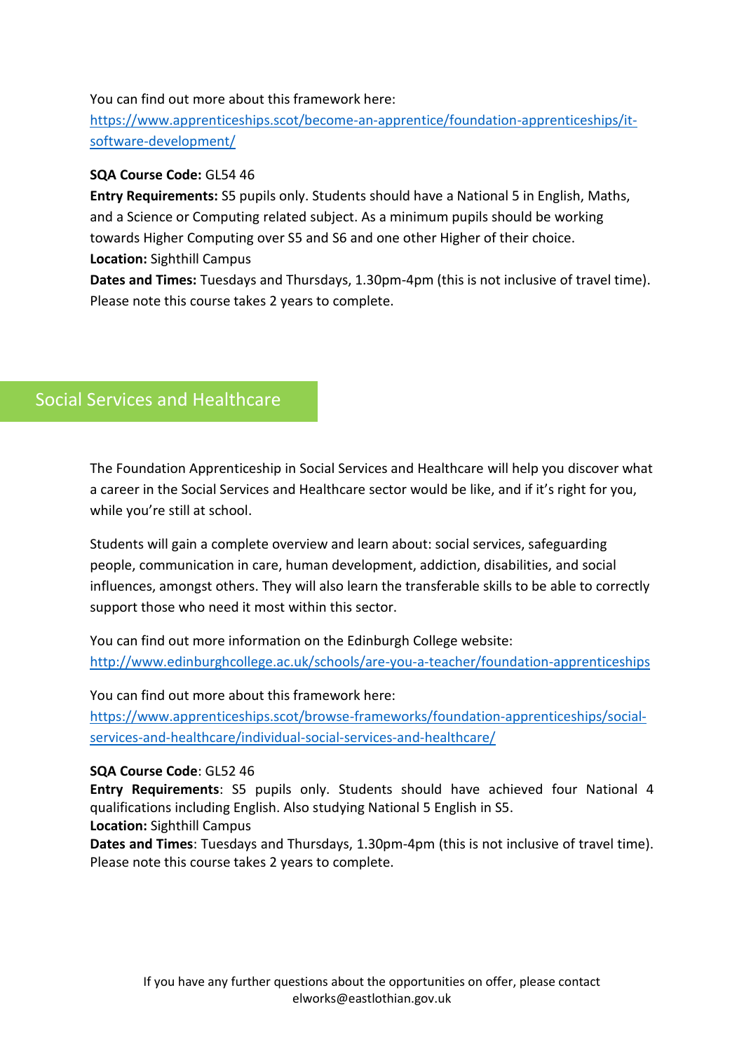You can find out more about this framework here:
https://www.apprenticeships.scot/become-an-apprentice/foundation-apprenticeships/it-software-development/

**SQA Course Code:** GL54 46
**Entry Requirements:** S5 pupils only. Students should have a National 5 in English, Maths, and a Science or Computing related subject. As a minimum pupils should be working towards Higher Computing over S5 and S6 and one other Higher of their choice.
**Location:** Sighthill Campus
**Dates and Times:** Tuesdays and Thursdays, 1.30pm-4pm (this is not inclusive of travel time). Please note this course takes 2 years to complete.

## Social Services and Healthcare

The Foundation Apprenticeship in Social Services and Healthcare will help you discover what a career in the Social Services and Healthcare sector would be like, and if it's right for you, while you're still at school.

Students will gain a complete overview and learn about: social services, safeguarding people, communication in care, human development, addiction, disabilities, and social influences, amongst others. They will also learn the transferable skills to be able to correctly support those who need it most within this sector.

You can find out more information on the Edinburgh College website:
http://www.edinburghcollege.ac.uk/schools/are-you-a-teacher/foundation-apprenticeships

You can find out more about this framework here:
https://www.apprenticeships.scot/browse-frameworks/foundation-apprenticeships/social-services-and-healthcare/individual-social-services-and-healthcare/

**SQA Course Code**: GL52 46
**Entry Requirements**: S5 pupils only. Students should have achieved four National 4 qualifications including English. Also studying National 5 English in S5.
**Location:** Sighthill Campus
**Dates and Times**: Tuesdays and Thursdays, 1.30pm-4pm (this is not inclusive of travel time). Please note this course takes 2 years to complete.

If you have any further questions about the opportunities on offer, please contact elworks@eastlothian.gov.uk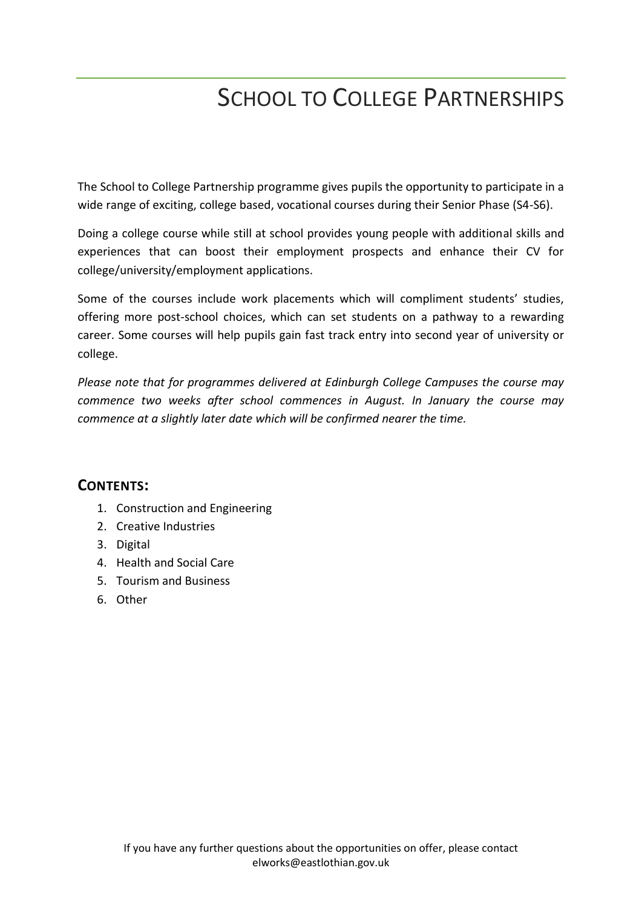# SCHOOL TO COLLEGE PARTNERSHIPS

The School to College Partnership programme gives pupils the opportunity to participate in a wide range of exciting, college based, vocational courses during their Senior Phase (S4-S6).

Doing a college course while still at school provides young people with additional skills and experiences that can boost their employment prospects and enhance their CV for college/university/employment applications.

Some of the courses include work placements which will compliment students' studies, offering more post-school choices, which can set students on a pathway to a rewarding career. Some courses will help pupils gain fast track entry into second year of university or college.

*Please note that for programmes delivered at Edinburgh College Campuses the course may commence two weeks after school commences in August. In January the course may commence at a slightly later date which will be confirmed nearer the time.*

## CONTENTS:

1. Construction and Engineering
2. Creative Industries
3. Digital
4. Health and Social Care
5. Tourism and Business
6. Other

If you have any further questions about the opportunities on offer, please contact elworks@eastlothian.gov.uk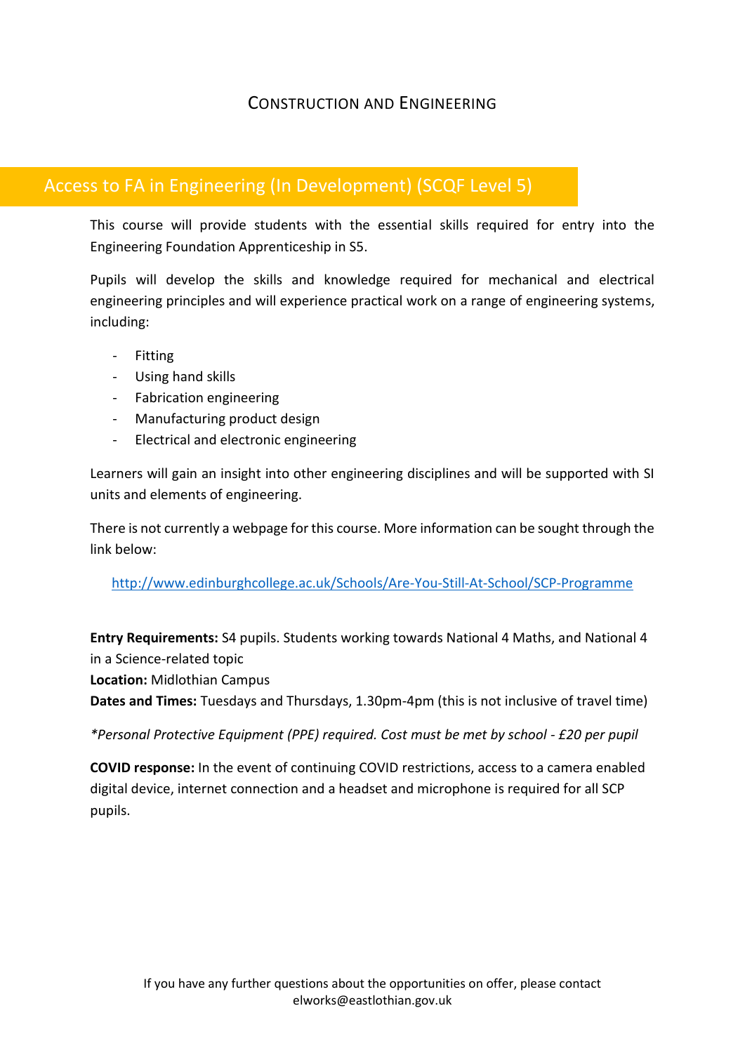# Construction and Engineering

## Access to FA in Engineering (In Development) (SCQF Level 5)

This course will provide students with the essential skills required for entry into the Engineering Foundation Apprenticeship in S5.

Pupils will develop the skills and knowledge required for mechanical and electrical engineering principles and will experience practical work on a range of engineering systems, including:

- Fitting
- Using hand skills
- Fabrication engineering
- Manufacturing product design
- Electrical and electronic engineering

Learners will gain an insight into other engineering disciplines and will be supported with SI units and elements of engineering.

There is not currently a webpage for this course. More information can be sought through the link below:

http://www.edinburghcollege.ac.uk/Schools/Are-You-Still-At-School/SCP-Programme

**Entry Requirements:** S4 pupils. Students working towards National 4 Maths, and National 4 in a Science-related topic
**Location:** Midlothian Campus
**Dates and Times:** Tuesdays and Thursdays, 1.30pm-4pm (this is not inclusive of travel time)

*\*Personal Protective Equipment (PPE) required. Cost must be met by school - £20 per pupil*

**COVID response:** In the event of continuing COVID restrictions, access to a camera enabled digital device, internet connection and a headset and microphone is required for all SCP pupils.

If you have any further questions about the opportunities on offer, please contact elworks@eastlothian.gov.uk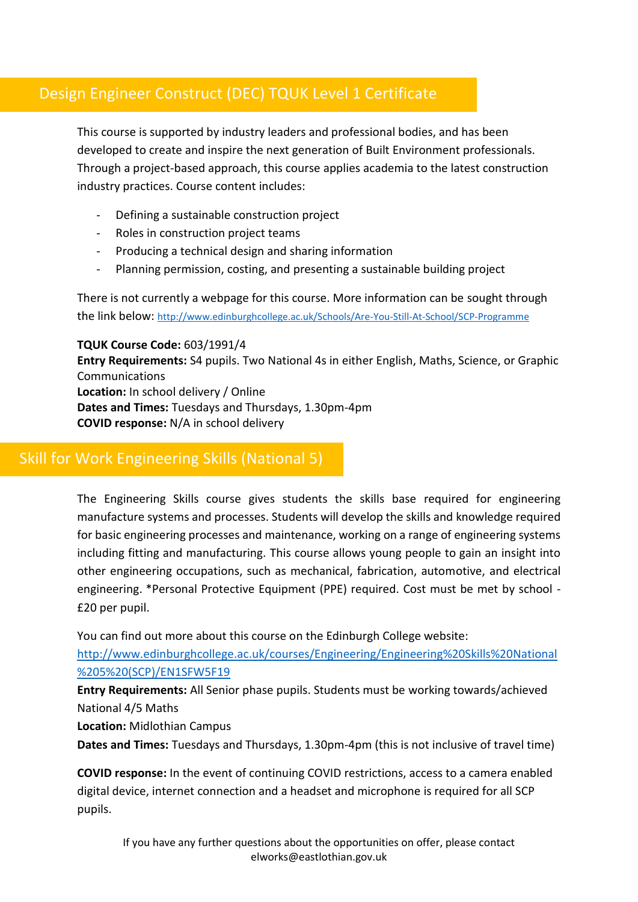## Design Engineer Construct (DEC) TQUK Level 1 Certificate

This course is supported by industry leaders and professional bodies, and has been developed to create and inspire the next generation of Built Environment professionals. Through a project-based approach, this course applies academia to the latest construction industry practices. Course content includes:

- Defining a sustainable construction project
- Roles in construction project teams
- Producing a technical design and sharing information
- Planning permission, costing, and presenting a sustainable building project

There is not currently a webpage for this course. More information can be sought through the link below: http://www.edinburghcollege.ac.uk/Schools/Are-You-Still-At-School/SCP-Programme

**TQUK Course Code:** 603/1991/4
**Entry Requirements:** S4 pupils. Two National 4s in either English, Maths, Science, or Graphic Communications
**Location:** In school delivery / Online
**Dates and Times:** Tuesdays and Thursdays, 1.30pm-4pm
**COVID response:** N/A in school delivery

## Skill for Work Engineering Skills (National 5)

The Engineering Skills course gives students the skills base required for engineering manufacture systems and processes. Students will develop the skills and knowledge required for basic engineering processes and maintenance, working on a range of engineering systems including fitting and manufacturing. This course allows young people to gain an insight into other engineering occupations, such as mechanical, fabrication, automotive, and electrical engineering. *Personal Protective Equipment (PPE) required. Cost must be met by school - £20 per pupil.

You can find out more about this course on the Edinburgh College website: http://www.edinburghcollege.ac.uk/courses/Engineering/Engineering%20Skills%20National%205%20(SCP)/EN1SFW5F19

**Entry Requirements:** All Senior phase pupils. Students must be working towards/achieved National 4/5 Maths

**Location:** Midlothian Campus

**Dates and Times:** Tuesdays and Thursdays, 1.30pm-4pm (this is not inclusive of travel time)

**COVID response:** In the event of continuing COVID restrictions, access to a camera enabled digital device, internet connection and a headset and microphone is required for all SCP pupils.

If you have any further questions about the opportunities on offer, please contact elworks@eastlothian.gov.uk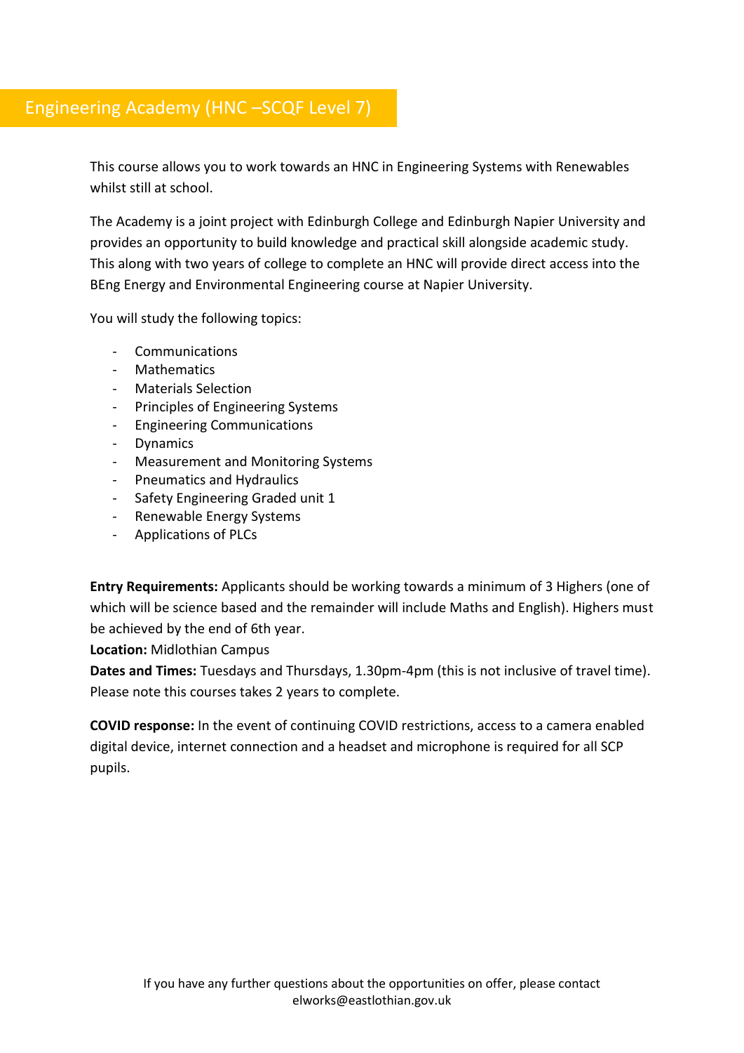## Engineering Academy (HNC –SCQF Level 7)

This course allows you to work towards an HNC in Engineering Systems with Renewables whilst still at school.

The Academy is a joint project with Edinburgh College and Edinburgh Napier University and provides an opportunity to build knowledge and practical skill alongside academic study. This along with two years of college to complete an HNC will provide direct access into the BEng Energy and Environmental Engineering course at Napier University.

You will study the following topics:

- Communications
- Mathematics
- Materials Selection
- Principles of Engineering Systems
- Engineering Communications
- Dynamics
- Measurement and Monitoring Systems
- Pneumatics and Hydraulics
- Safety Engineering Graded unit 1
- Renewable Energy Systems
- Applications of PLCs

**Entry Requirements:** Applicants should be working towards a minimum of 3 Highers (one of which will be science based and the remainder will include Maths and English). Highers must be achieved by the end of 6th year.
**Location:** Midlothian Campus
**Dates and Times:** Tuesdays and Thursdays, 1.30pm-4pm (this is not inclusive of travel time). Please note this courses takes 2 years to complete.

**COVID response:** In the event of continuing COVID restrictions, access to a camera enabled digital device, internet connection and a headset and microphone is required for all SCP pupils.

If you have any further questions about the opportunities on offer, please contact elworks@eastlothian.gov.uk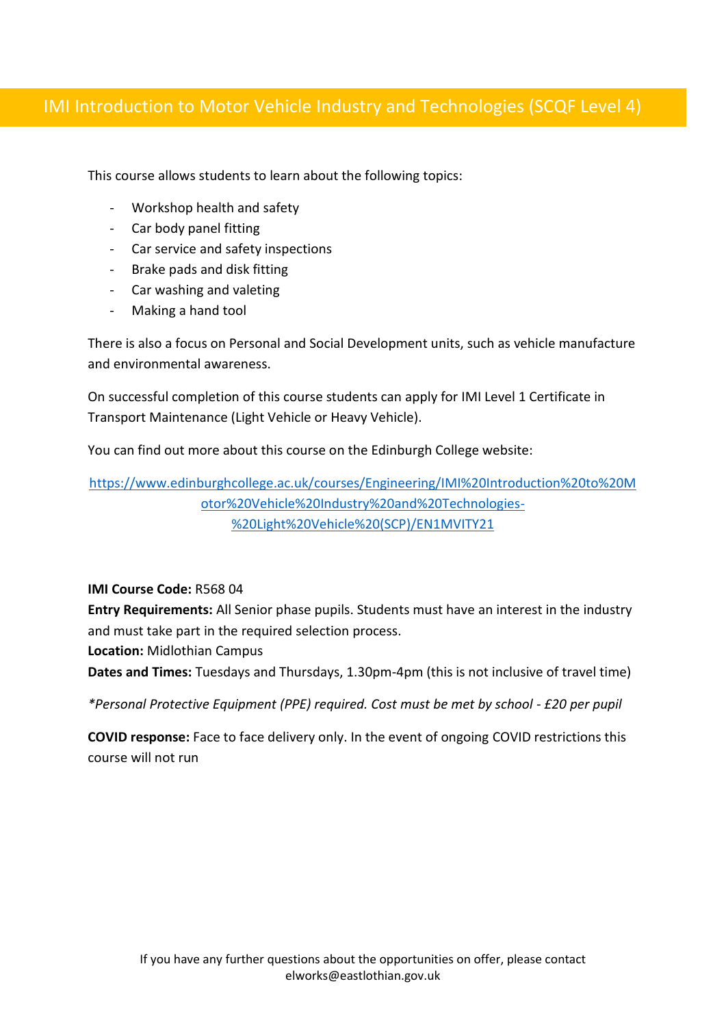# IMI Introduction to Motor Vehicle Industry and Technologies (SCQF Level 4)

This course allows students to learn about the following topics:

- Workshop health and safety
- Car body panel fitting
- Car service and safety inspections
- Brake pads and disk fitting
- Car washing and valeting
- Making a hand tool

There is also a focus on Personal and Social Development units, such as vehicle manufacture and environmental awareness.

On successful completion of this course students can apply for IMI Level 1 Certificate in Transport Maintenance (Light Vehicle or Heavy Vehicle).

You can find out more about this course on the Edinburgh College website:

https://www.edinburghcollege.ac.uk/courses/Engineering/IMI%20Introduction%20to%20Motor%20Vehicle%20Industry%20and%20Technologies-%20Light%20Vehicle%20(SCP)/EN1MVITY21

**IMI Course Code:** R568 04
**Entry Requirements:** All Senior phase pupils. Students must have an interest in the industry and must take part in the required selection process.
**Location:** Midlothian Campus
**Dates and Times:** Tuesdays and Thursdays, 1.30pm-4pm (this is not inclusive of travel time)

*\*Personal Protective Equipment (PPE) required. Cost must be met by school - £20 per pupil*

**COVID response:** Face to face delivery only. In the event of ongoing COVID restrictions this course will not run

If you have any further questions about the opportunities on offer, please contact elworks@eastlothian.gov.uk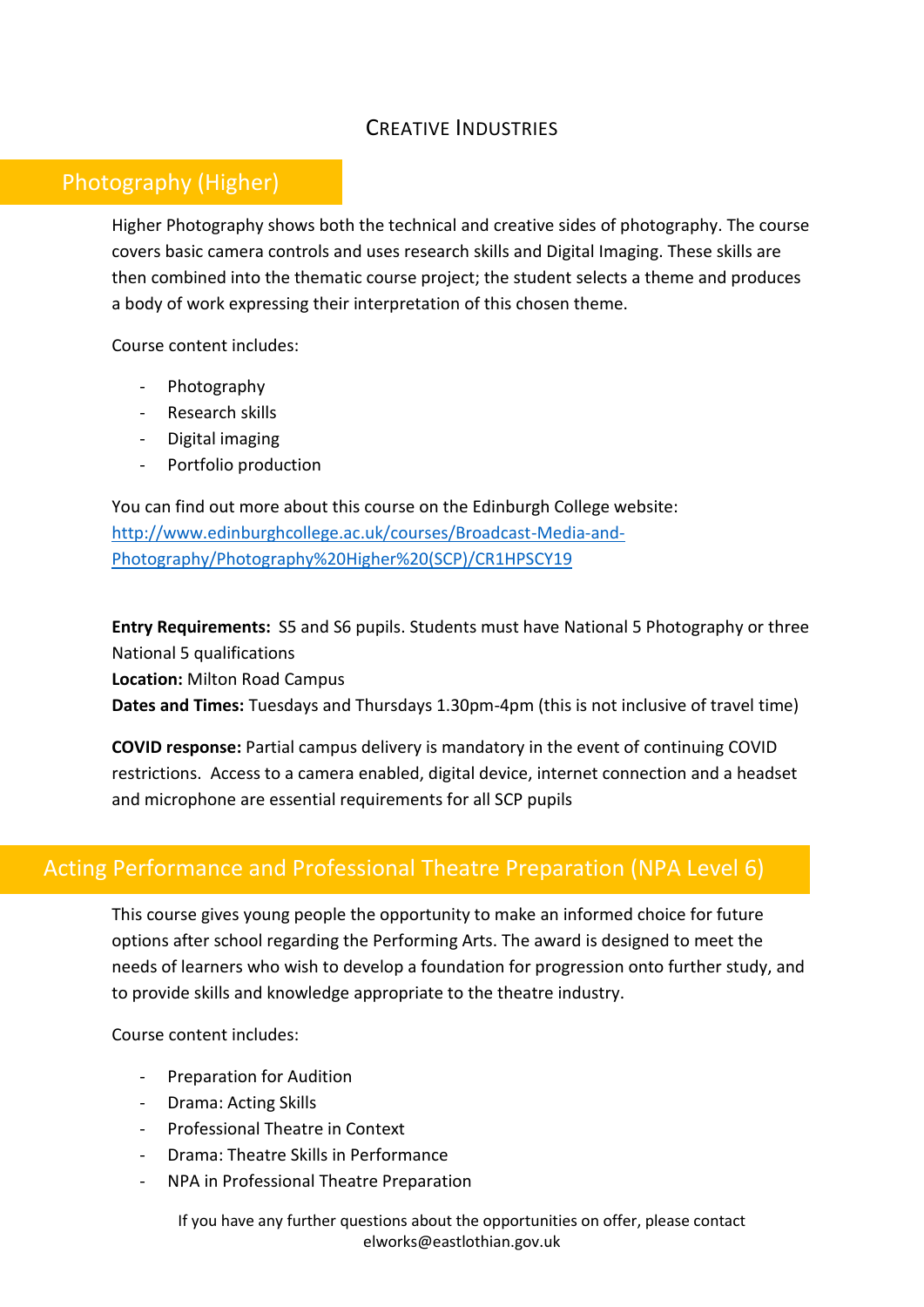# Creative Industries

## Photography (Higher)

Higher Photography shows both the technical and creative sides of photography. The course covers basic camera controls and uses research skills and Digital Imaging. These skills are then combined into the thematic course project; the student selects a theme and produces a body of work expressing their interpretation of this chosen theme.

Course content includes:

- Photography
- Research skills
- Digital imaging
- Portfolio production

You can find out more about this course on the Edinburgh College website: [http://www.edinburghcollege.ac.uk/courses/Broadcast-Media-and-Photography/Photography%20Higher%20(SCP)/CR1HPSCY19](http://www.edinburghcollege.ac.uk/courses/Broadcast-Media-and-Photography/Photography%20Higher%20(SCP)/CR1HPSCY19)

**Entry Requirements:** S5 and S6 pupils. Students must have National 5 Photography or three National 5 qualifications
**Location:** Milton Road Campus
**Dates and Times:** Tuesdays and Thursdays 1.30pm-4pm (this is not inclusive of travel time)

**COVID response:** Partial campus delivery is mandatory in the event of continuing COVID restrictions. Access to a camera enabled, digital device, internet connection and a headset and microphone are essential requirements for all SCP pupils

## Acting Performance and Professional Theatre Preparation (NPA Level 6)

This course gives young people the opportunity to make an informed choice for future options after school regarding the Performing Arts. The award is designed to meet the needs of learners who wish to develop a foundation for progression onto further study, and to provide skills and knowledge appropriate to the theatre industry.

Course content includes:

- Preparation for Audition
- Drama: Acting Skills
- Professional Theatre in Context
- Drama: Theatre Skills in Performance
- NPA in Professional Theatre Preparation

If you have any further questions about the opportunities on offer, please contact elworks@eastlothian.gov.uk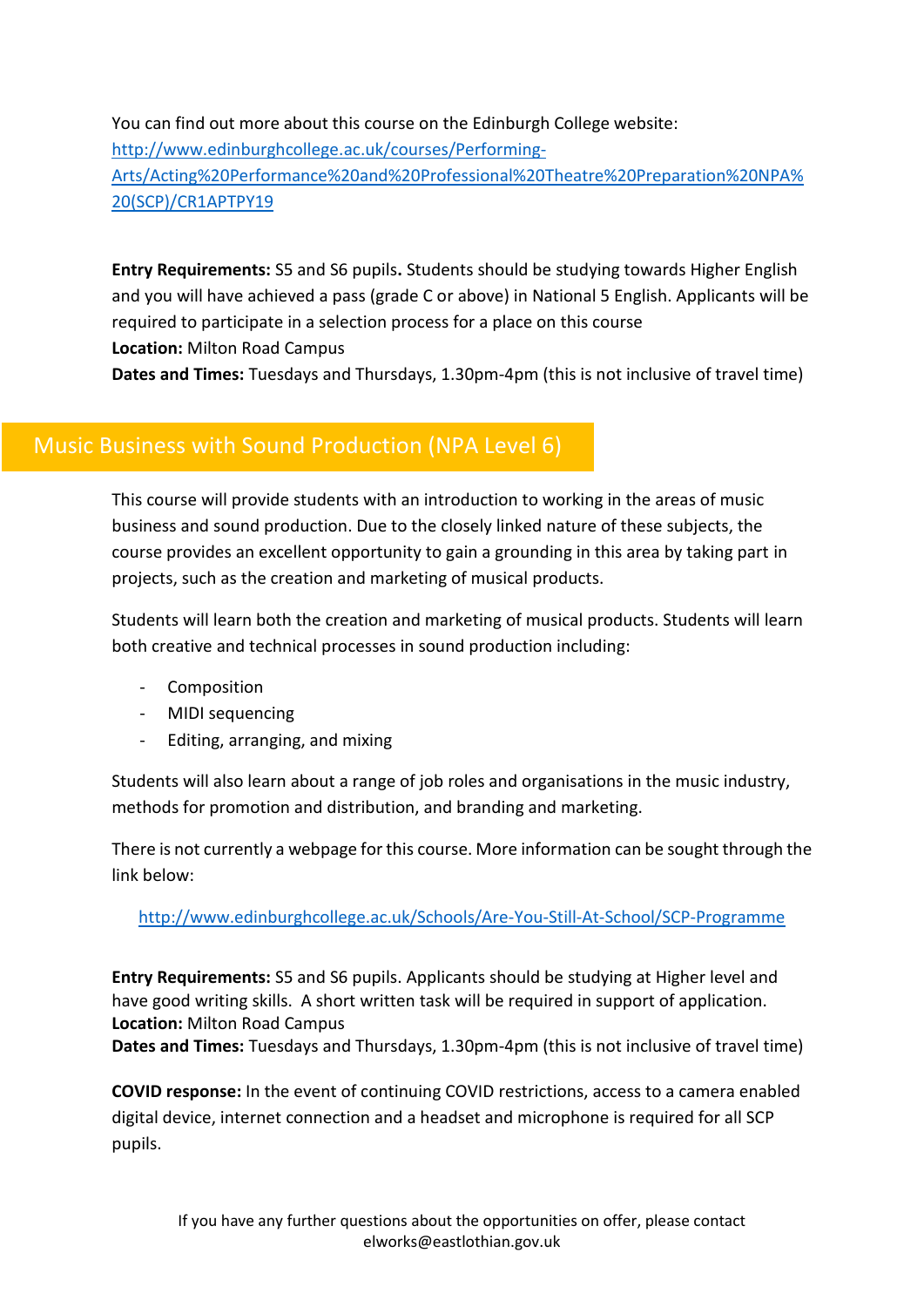You can find out more about this course on the Edinburgh College website: [http://www.edinburghcollege.ac.uk/courses/Performing-Arts/Acting%20Performance%20and%20Professional%20Theatre%20Preparation%20NPA%20(SCP)/CR1APTPY19](http://www.edinburghcollege.ac.uk/courses/Performing-Arts/Acting%20Performance%20and%20Professional%20Theatre%20Preparation%20NPA%20(SCP)/CR1APTPY19)

**Entry Requirements:** S5 and S6 pupils**.** Students should be studying towards Higher English and you will have achieved a pass (grade C or above) in National 5 English. Applicants will be required to participate in a selection process for a place on this course
**Location:** Milton Road Campus
**Dates and Times:** Tuesdays and Thursdays, 1.30pm-4pm (this is not inclusive of travel time)

## Music Business with Sound Production (NPA Level 6)

This course will provide students with an introduction to working in the areas of music business and sound production. Due to the closely linked nature of these subjects, the course provides an excellent opportunity to gain a grounding in this area by taking part in projects, such as the creation and marketing of musical products.

Students will learn both the creation and marketing of musical products. Students will learn both creative and technical processes in sound production including:

- Composition
- MIDI sequencing
- Editing, arranging, and mixing

Students will also learn about a range of job roles and organisations in the music industry, methods for promotion and distribution, and branding and marketing.

There is not currently a webpage for this course. More information can be sought through the link below:

[http://www.edinburghcollege.ac.uk/Schools/Are-You-Still-At-School/SCP-Programme](http://www.edinburghcollege.ac.uk/Schools/Are-You-Still-At-School/SCP-Programme)

**Entry Requirements:** S5 and S6 pupils. Applicants should be studying at Higher level and have good writing skills. A short written task will be required in support of application.
**Location:** Milton Road Campus
**Dates and Times:** Tuesdays and Thursdays, 1.30pm-4pm (this is not inclusive of travel time)

**COVID response:** In the event of continuing COVID restrictions, access to a camera enabled digital device, internet connection and a headset and microphone is required for all SCP pupils.

If you have any further questions about the opportunities on offer, please contact elworks@eastlothian.gov.uk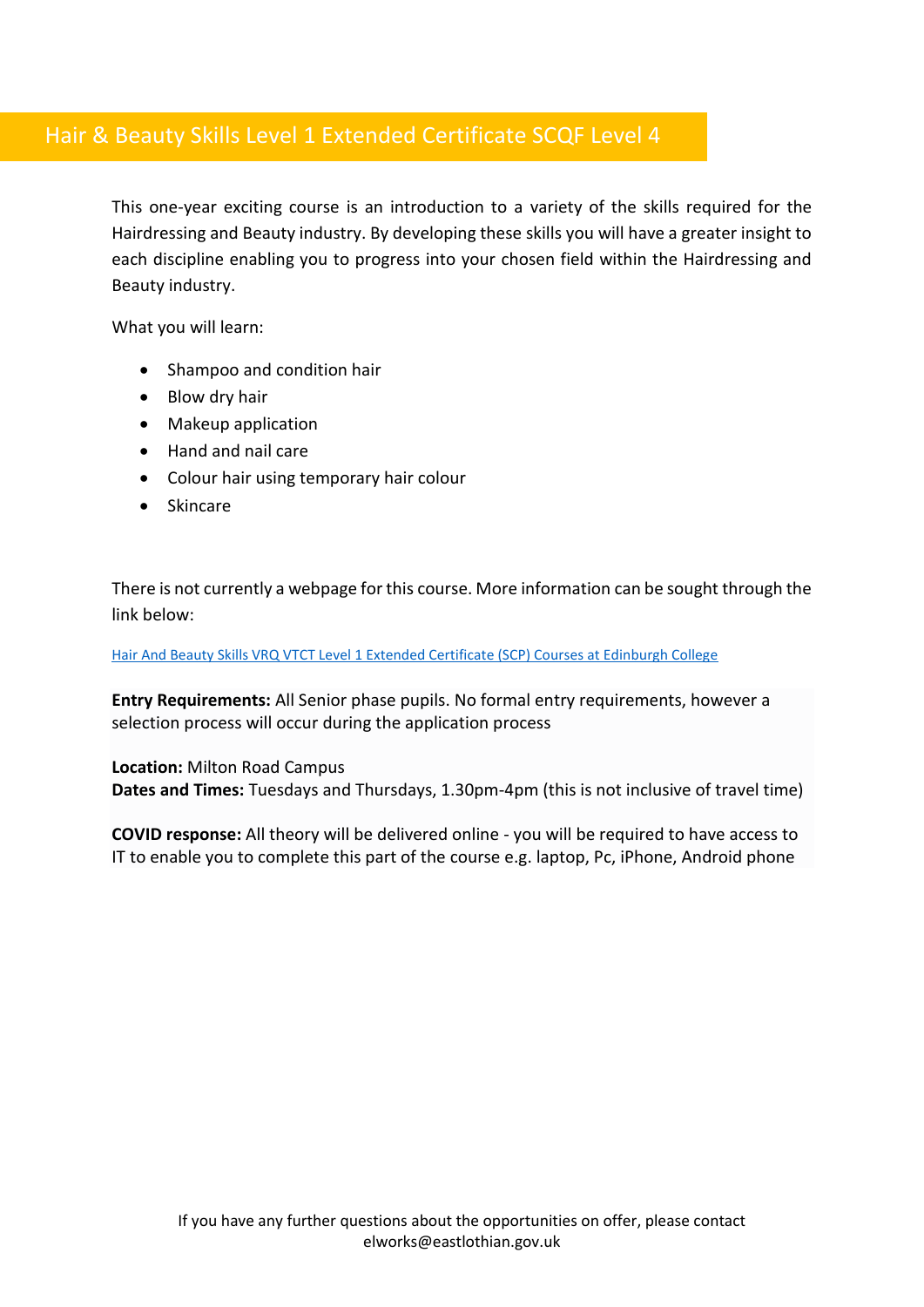## Hair & Beauty Skills Level 1 Extended Certificate SCQF Level 4

This one-year exciting course is an introduction to a variety of the skills required for the Hairdressing and Beauty industry. By developing these skills you will have a greater insight to each discipline enabling you to progress into your chosen field within the Hairdressing and Beauty industry.

What you will learn:

- Shampoo and condition hair
- Blow dry hair
- Makeup application
- Hand and nail care
- Colour hair using temporary hair colour
- Skincare

There is not currently a webpage for this course. More information can be sought through the link below:

Hair And Beauty Skills VRQ VTCT Level 1 Extended Certificate (SCP) Courses at Edinburgh College

**Entry Requirements:** All Senior phase pupils. No formal entry requirements, however a selection process will occur during the application process

**Location:** Milton Road Campus
**Dates and Times:** Tuesdays and Thursdays, 1.30pm-4pm (this is not inclusive of travel time)

**COVID response:** All theory will be delivered online - you will be required to have access to IT to enable you to complete this part of the course e.g. laptop, Pc, iPhone, Android phone

If you have any further questions about the opportunities on offer, please contact elworks@eastlothian.gov.uk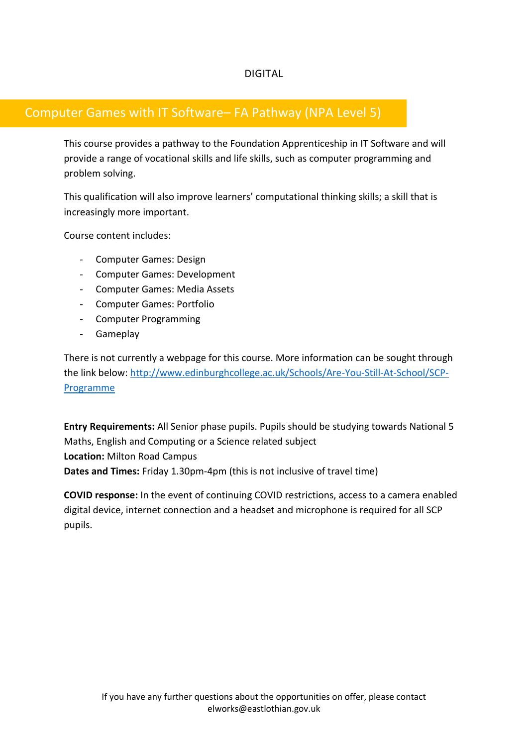DIGITAL

## Computer Games with IT Software– FA Pathway (NPA Level 5)

This course provides a pathway to the Foundation Apprenticeship in IT Software and will provide a range of vocational skills and life skills, such as computer programming and problem solving.

This qualification will also improve learners' computational thinking skills; a skill that is increasingly more important.

Course content includes:

- Computer Games: Design
- Computer Games: Development
- Computer Games: Media Assets
- Computer Games: Portfolio
- Computer Programming
- Gameplay

There is not currently a webpage for this course. More information can be sought through the link below: [http://www.edinburghcollege.ac.uk/Schools/Are-You-Still-At-School/SCP-Programme](http://www.edinburghcollege.ac.uk/Schools/Are-You-Still-At-School/SCP-Programme)

**Entry Requirements:** All Senior phase pupils. Pupils should be studying towards National 5 Maths, English and Computing or a Science related subject
**Location:** Milton Road Campus
**Dates and Times:** Friday 1.30pm-4pm (this is not inclusive of travel time)

**COVID response:** In the event of continuing COVID restrictions, access to a camera enabled digital device, internet connection and a headset and microphone is required for all SCP pupils.

If you have any further questions about the opportunities on offer, please contact elworks@eastlothian.gov.uk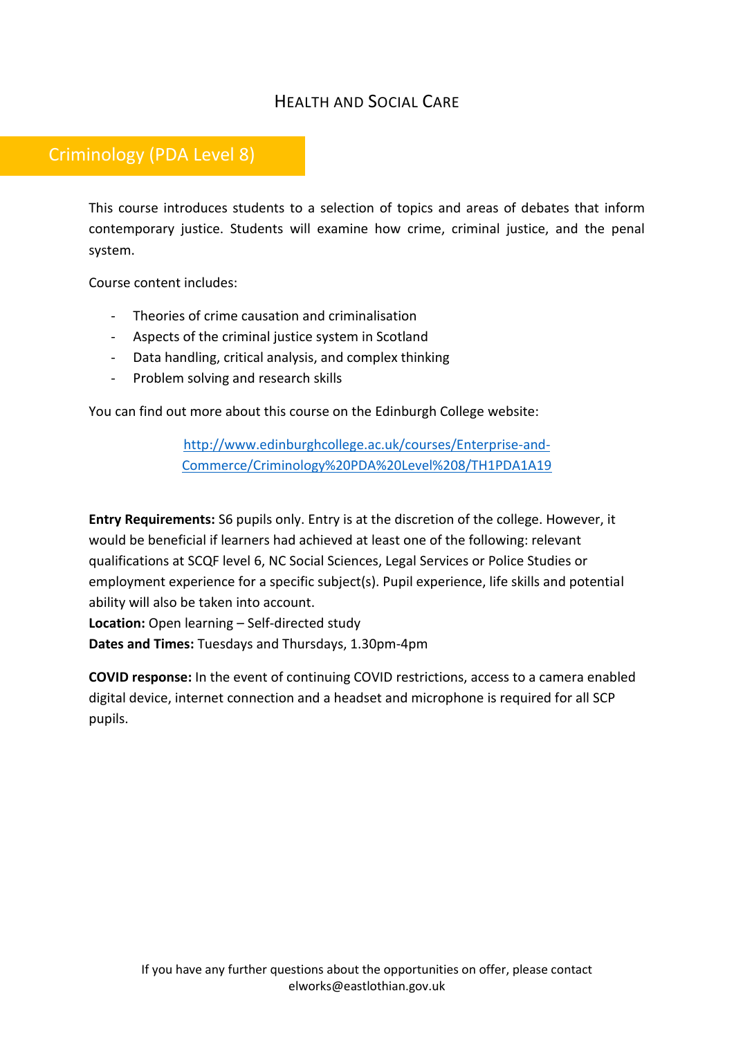# HEALTH AND SOCIAL CARE

## Criminology (PDA Level 8)

This course introduces students to a selection of topics and areas of debates that inform contemporary justice. Students will examine how crime, criminal justice, and the penal system.

Course content includes:

- Theories of crime causation and criminalisation
- Aspects of the criminal justice system in Scotland
- Data handling, critical analysis, and complex thinking
- Problem solving and research skills

You can find out more about this course on the Edinburgh College website:

[http://www.edinburghcollege.ac.uk/courses/Enterprise-and-Commerce/Criminology%20PDA%20Level%208/TH1PDA1A19](http://www.edinburghcollege.ac.uk/courses/Enterprise-and-Commerce/Criminology%20PDA%20Level%208/TH1PDA1A19)

**Entry Requirements:** S6 pupils only. Entry is at the discretion of the college. However, it would be beneficial if learners had achieved at least one of the following: relevant qualifications at SCQF level 6, NC Social Sciences, Legal Services or Police Studies or employment experience for a specific subject(s). Pupil experience, life skills and potential ability will also be taken into account.
**Location:** Open learning – Self-directed study
**Dates and Times:** Tuesdays and Thursdays, 1.30pm-4pm

**COVID response:** In the event of continuing COVID restrictions, access to a camera enabled digital device, internet connection and a headset and microphone is required for all SCP pupils.

If you have any further questions about the opportunities on offer, please contact elworks@eastlothian.gov.uk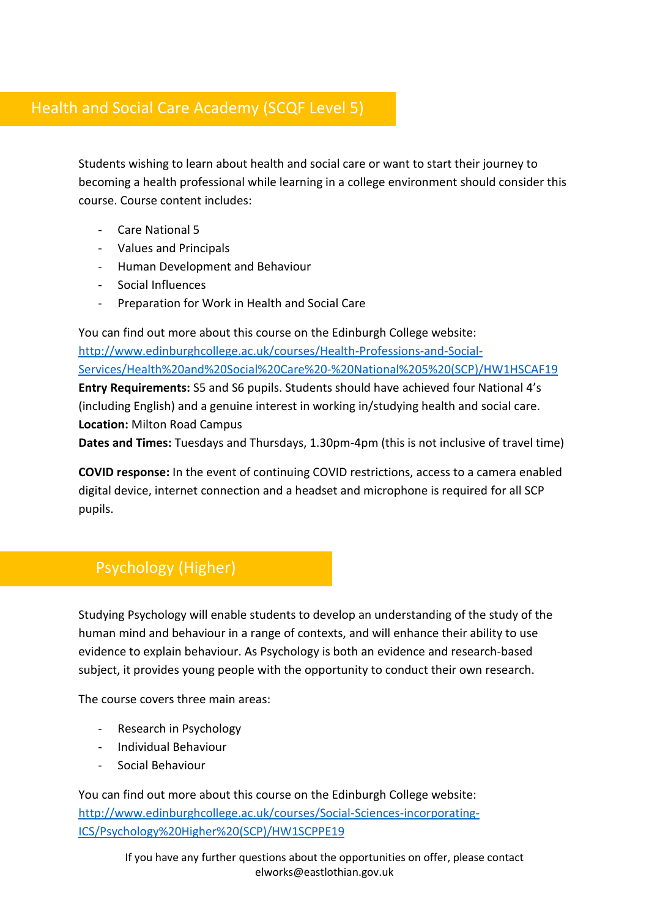## Health and Social Care Academy (SCQF Level 5)

Students wishing to learn about health and social care or want to start their journey to becoming a health professional while learning in a college environment should consider this course. Course content includes:

- Care National 5
- Values and Principals
- Human Development and Behaviour
- Social Influences
- Preparation for Work in Health and Social Care

You can find out more about this course on the Edinburgh College website: http://www.edinburghcollege.ac.uk/courses/Health-Professions-and-Social-Services/Health%20and%20Social%20Care%20-%20National%205%20(SCP)/HW1HSCAF19

**Entry Requirements:** S5 and S6 pupils. Students should have achieved four National 4's (including English) and a genuine interest in working in/studying health and social care.

**Location:** Milton Road Campus

**Dates and Times:** Tuesdays and Thursdays, 1.30pm-4pm (this is not inclusive of travel time)

**COVID response:** In the event of continuing COVID restrictions, access to a camera enabled digital device, internet connection and a headset and microphone is required for all SCP pupils.

## Psychology (Higher)

Studying Psychology will enable students to develop an understanding of the study of the human mind and behaviour in a range of contexts, and will enhance their ability to use evidence to explain behaviour. As Psychology is both an evidence and research-based subject, it provides young people with the opportunity to conduct their own research.

The course covers three main areas:

- Research in Psychology
- Individual Behaviour
- Social Behaviour

You can find out more about this course on the Edinburgh College website: http://www.edinburghcollege.ac.uk/courses/Social-Sciences-incorporating-ICS/Psychology%20Higher%20(SCP)/HW1SCPPE19

If you have any further questions about the opportunities on offer, please contact elworks@eastlothian.gov.uk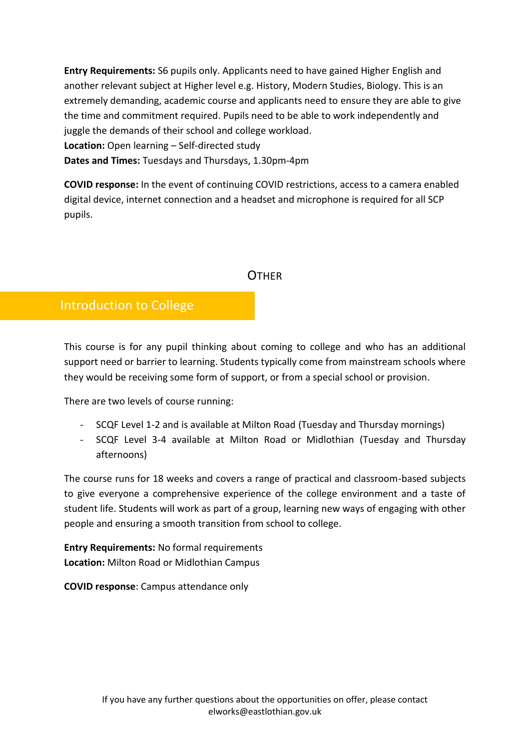**Entry Requirements:** S6 pupils only. Applicants need to have gained Higher English and another relevant subject at Higher level e.g. History, Modern Studies, Biology. This is an extremely demanding, academic course and applicants need to ensure they are able to give the time and commitment required. Pupils need to be able to work independently and juggle the demands of their school and college workload.
**Location:** Open learning – Self-directed study
**Dates and Times:** Tuesdays and Thursdays, 1.30pm-4pm

**COVID response:** In the event of continuing COVID restrictions, access to a camera enabled digital device, internet connection and a headset and microphone is required for all SCP pupils.

# OTHER

## Introduction to College

This course is for any pupil thinking about coming to college and who has an additional support need or barrier to learning. Students typically come from mainstream schools where they would be receiving some form of support, or from a special school or provision.

There are two levels of course running:

- SCQF Level 1-2 and is available at Milton Road (Tuesday and Thursday mornings)
- SCQF Level 3-4 available at Milton Road or Midlothian (Tuesday and Thursday afternoons)

The course runs for 18 weeks and covers a range of practical and classroom-based subjects to give everyone a comprehensive experience of the college environment and a taste of student life. Students will work as part of a group, learning new ways of engaging with other people and ensuring a smooth transition from school to college.

**Entry Requirements:** No formal requirements
**Location:** Milton Road or Midlothian Campus

**COVID response**: Campus attendance only

If you have any further questions about the opportunities on offer, please contact elworks@eastlothian.gov.uk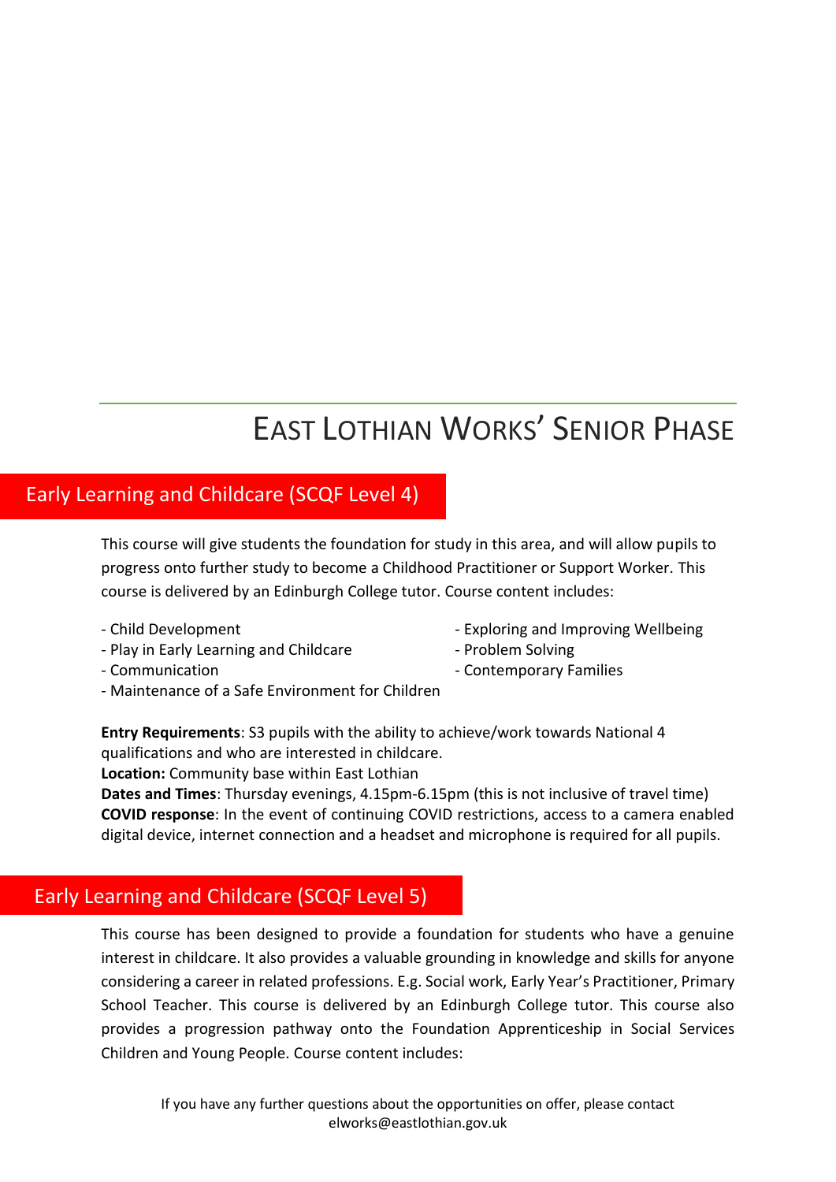# East Lothian Works' Senior Phase

## Early Learning and Childcare (SCQF Level 4)

This course will give students the foundation for study in this area, and will allow pupils to progress onto further study to become a Childhood Practitioner or Support Worker. This course is delivered by an Edinburgh College tutor. Course content includes:

- Child Development
- Play in Early Learning and Childcare
- Communication
- Maintenance of a Safe Environment for Children
- Exploring and Improving Wellbeing
- Problem Solving
- Contemporary Families

**Entry Requirements**: S3 pupils with the ability to achieve/work towards National 4 qualifications and who are interested in childcare.
**Location:** Community base within East Lothian
**Dates and Times**: Thursday evenings, 4.15pm-6.15pm (this is not inclusive of travel time)
**COVID response**: In the event of continuing COVID restrictions, access to a camera enabled digital device, internet connection and a headset and microphone is required for all pupils.

## Early Learning and Childcare (SCQF Level 5)

This course has been designed to provide a foundation for students who have a genuine interest in childcare. It also provides a valuable grounding in knowledge and skills for anyone considering a career in related professions. E.g. Social work, Early Year's Practitioner, Primary School Teacher. This course is delivered by an Edinburgh College tutor. This course also provides a progression pathway onto the Foundation Apprenticeship in Social Services Children and Young People. Course content includes:

If you have any further questions about the opportunities on offer, please contact elworks@eastlothian.gov.uk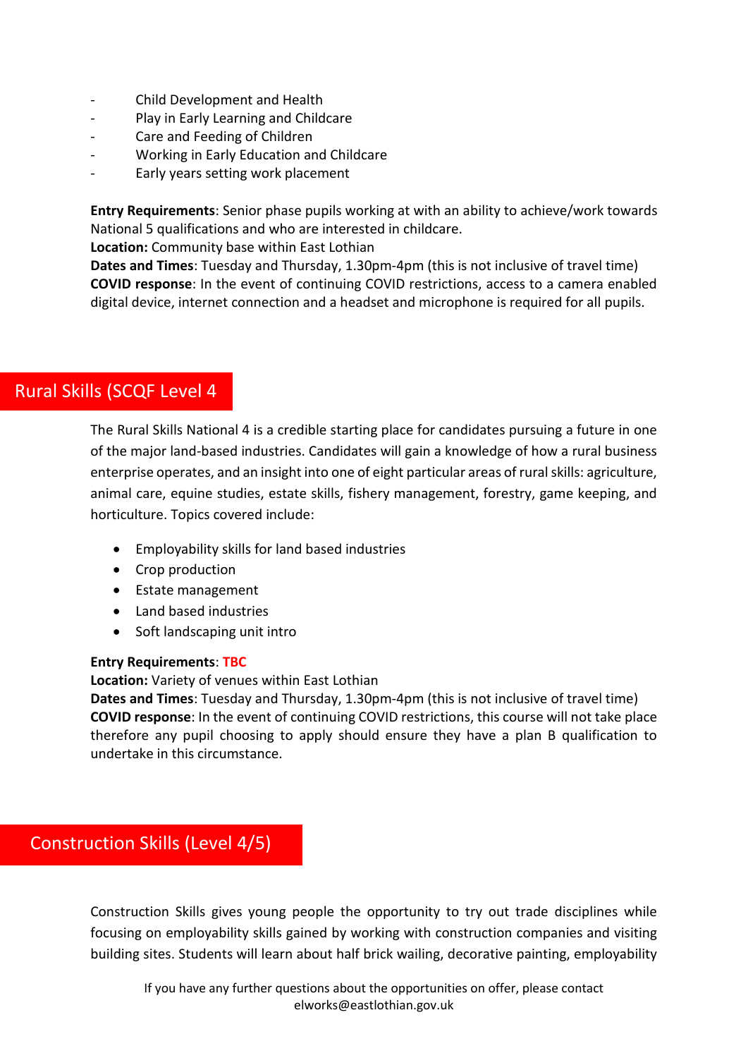- Child Development and Health
- Play in Early Learning and Childcare
- Care and Feeding of Children
- Working in Early Education and Childcare
- Early years setting work placement

**Entry Requirements**: Senior phase pupils working at with an ability to achieve/work towards National 5 qualifications and who are interested in childcare.
**Location:** Community base within East Lothian
**Dates and Times**: Tuesday and Thursday, 1.30pm-4pm (this is not inclusive of travel time)
**COVID response**: In the event of continuing COVID restrictions, access to a camera enabled digital device, internet connection and a headset and microphone is required for all pupils.

## Rural Skills (SCQF Level 4

The Rural Skills National 4 is a credible starting place for candidates pursuing a future in one of the major land-based industries. Candidates will gain a knowledge of how a rural business enterprise operates, and an insight into one of eight particular areas of rural skills: agriculture, animal care, equine studies, estate skills, fishery management, forestry, game keeping, and horticulture. Topics covered include:

- Employability skills for land based industries
- Crop production
- Estate management
- Land based industries
- Soft landscaping unit intro

**Entry Requirements**: TBC
**Location:** Variety of venues within East Lothian
**Dates and Times**: Tuesday and Thursday, 1.30pm-4pm (this is not inclusive of travel time)
**COVID response**: In the event of continuing COVID restrictions, this course will not take place therefore any pupil choosing to apply should ensure they have a plan B qualification to undertake in this circumstance.

## Construction Skills (Level 4/5)

Construction Skills gives young people the opportunity to try out trade disciplines while focusing on employability skills gained by working with construction companies and visiting building sites. Students will learn about half brick wailing, decorative painting, employability

If you have any further questions about the opportunities on offer, please contact elworks@eastlothian.gov.uk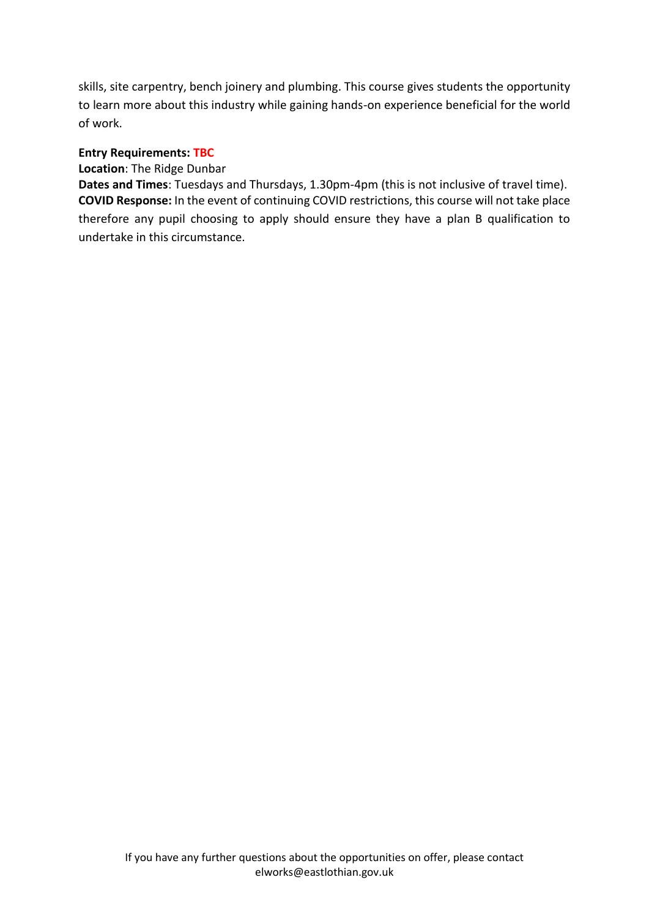skills, site carpentry, bench joinery and plumbing. This course gives students the opportunity to learn more about this industry while gaining hands-on experience beneficial for the world of work.

**Entry Requirements:** **TBC**

**Location**: The Ridge Dunbar

**Dates and Times**: Tuesdays and Thursdays, 1.30pm-4pm (this is not inclusive of travel time).

**COVID Response:** In the event of continuing COVID restrictions, this course will not take place therefore any pupil choosing to apply should ensure they have a plan B qualification to undertake in this circumstance.

If you have any further questions about the opportunities on offer, please contact elworks@eastlothian.gov.uk